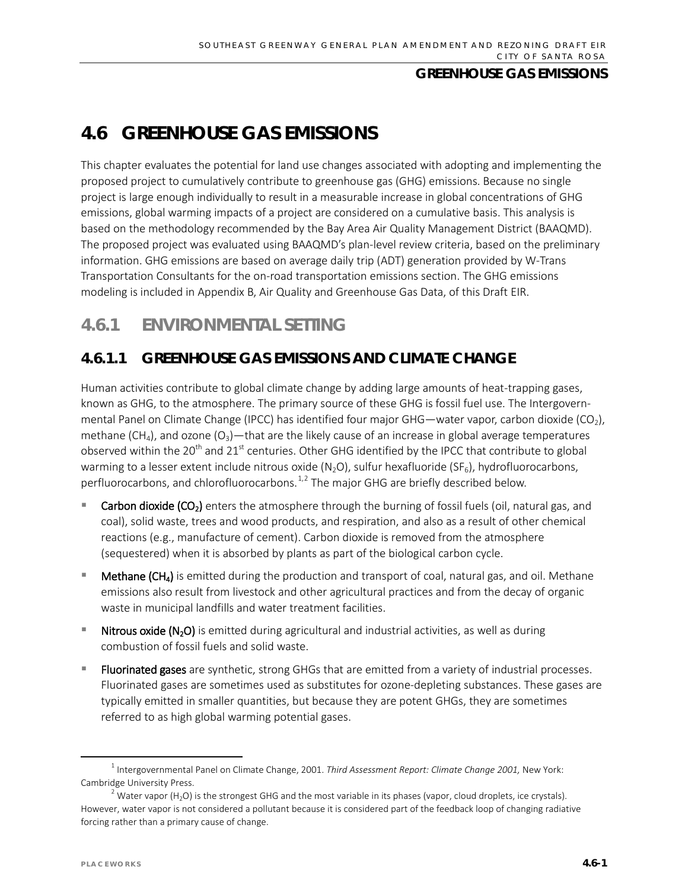# 4.6 GREENHOUSE GAS EMISSIONS

This chapter evaluates the potential for land use changes associated with adopting and implementing the proposed project to cumulatively contribute to greenhouse gas (GHG) emissions. Because no single project is large enough individually to result in a measurable increase in global concentrations of GHG emissions, global warming impacts of a project are considered on a cumulative basis. This analysis is based on the methodology recommended by the Bay Area Air Quality Management District (BAAQMD). The proposed project was evaluated using BAAQMD's plan-level review criteria, based on the preliminary information. GHG emissions are based on average daily trip (ADT) generation provided by W-Trans Transportation Consultants for the on-road transportation emissions section. The GHG emissions modeling is included in Appendix B, Air Quality and Greenhouse Gas Data, of this Draft EIR.

## 4.6.1 ENVIRONMENTAL SETTING

### 4.6.1.1 GREENHOUSE GAS EMISSIONS AND CLIMATE CHANGE

Human activities contribute to global climate change by adding large amounts of heat-trapping gases, known as GHG, to the atmosphere. The primary source of these GHG is fossil fuel use. The Intergovernmental Panel on Climate Change (IPCC) has identified four major GHG—water vapor, carbon dioxide ($CO_2$), methane ($CH_4$), and ozone ($O_3$)—that are the likely cause of an increase in global average temperatures observed within the 20th and 21st centuries. Other GHG identified by the IPCC that contribute to global warming to a lesser extent include nitrous oxide ($N_2O$), sulfur hexafluoride ($SF_6$), hydrofluorocarbons, perfluorocarbons, and chlorofluorocarbons.[1,2] The major GHG are briefly described below.

- **Carbon dioxide ($CO_2$)** enters the atmosphere through the burning of fossil fuels (oil, natural gas, and coal), solid waste, trees and wood products, and respiration, and also as a result of other chemical reactions (e.g., manufacture of cement). Carbon dioxide is removed from the atmosphere (sequestered) when it is absorbed by plants as part of the biological carbon cycle.
- **Methane ($CH_4$)** is emitted during the production and transport of coal, natural gas, and oil. Methane emissions also result from livestock and other agricultural practices and from the decay of organic waste in municipal landfills and water treatment facilities.
- **Nitrous oxide ($N_2O$)** is emitted during agricultural and industrial activities, as well as during combustion of fossil fuels and solid waste.
- **Fluorinated gases** are synthetic, strong GHGs that are emitted from a variety of industrial processes. Fluorinated gases are sometimes used as substitutes for ozone-depleting substances. These gases are typically emitted in smaller quantities, but because they are potent GHGs, they are sometimes referred to as high global warming potential gases.

---

[1] Intergovernmental Panel on Climate Change, 2001. *Third Assessment Report: Climate Change 2001,* New York: Cambridge University Press.

[2] Water vapor ($H_2O$) is the strongest GHG and the most variable in its phases (vapor, cloud droplets, ice crystals). However, water vapor is not considered a pollutant because it is considered part of the feedback loop of changing radiative forcing rather than a primary cause of change.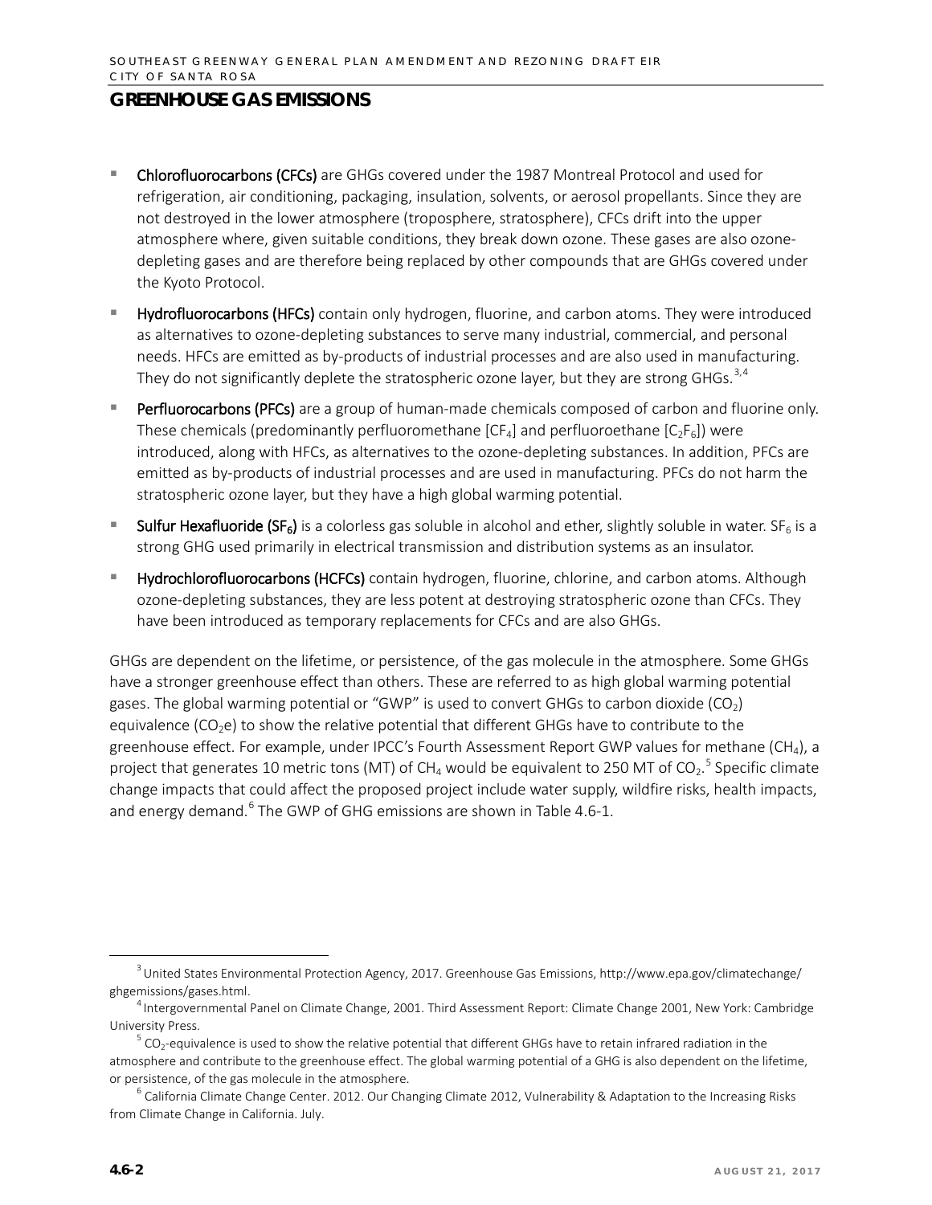## GREENHOUSE GAS EMISSIONS

- **Chlorofluorocarbons (CFCs)** are GHGs covered under the 1987 Montreal Protocol and used for refrigeration, air conditioning, packaging, insulation, solvents, or aerosol propellants. Since they are not destroyed in the lower atmosphere (troposphere, stratosphere), CFCs drift into the upper atmosphere where, given suitable conditions, they break down ozone. These gases are also ozone-depleting gases and are therefore being replaced by other compounds that are GHGs covered under the Kyoto Protocol.
- **Hydrofluorocarbons (HFCs)** contain only hydrogen, fluorine, and carbon atoms. They were introduced as alternatives to ozone-depleting substances to serve many industrial, commercial, and personal needs. HFCs are emitted as by-products of industrial processes and are also used in manufacturing. They do not significantly deplete the stratospheric ozone layer, but they are strong GHGs.[3,4]
- **Perfluorocarbons (PFCs)** are a group of human-made chemicals composed of carbon and fluorine only. These chemicals (predominantly perfluoromethane [$CF_4$] and perfluoroethane [$C_2F_6$]) were introduced, along with HFCs, as alternatives to the ozone-depleting substances. In addition, PFCs are emitted as by-products of industrial processes and are used in manufacturing. PFCs do not harm the stratospheric ozone layer, but they have a high global warming potential.
- **Sulfur Hexafluoride ($SF_6$)** is a colorless gas soluble in alcohol and ether, slightly soluble in water. $SF_6$ is a strong GHG used primarily in electrical transmission and distribution systems as an insulator.
- **Hydrochlorofluorocarbons (HCFCs)** contain hydrogen, fluorine, chlorine, and carbon atoms. Although ozone-depleting substances, they are less potent at destroying stratospheric ozone than CFCs. They have been introduced as temporary replacements for CFCs and are also GHGs.

GHGs are dependent on the lifetime, or persistence, of the gas molecule in the atmosphere. Some GHGs have a stronger greenhouse effect than others. These are referred to as high global warming potential gases. The global warming potential or "GWP" is used to convert GHGs to carbon dioxide ($CO_2$) equivalence ($CO_2e$) to show the relative potential that different GHGs have to contribute to the greenhouse effect. For example, under IPCC's Fourth Assessment Report GWP values for methane ($CH_4$), a project that generates 10 metric tons (MT) of $CH_4$ would be equivalent to 250 MT of $CO_2$.[5] Specific climate change impacts that could affect the proposed project include water supply, wildfire risks, health impacts, and energy demand.[6] The GWP of GHG emissions are shown in Table 4.6-1.

---

[3] United States Environmental Protection Agency, 2017. Greenhouse Gas Emissions, http://www.epa.gov/climatechange/ghgemissions/gases.html.

[4] Intergovernmental Panel on Climate Change, 2001. Third Assessment Report: Climate Change 2001, New York: Cambridge University Press.

[5] $CO_2$-equivalence is used to show the relative potential that different GHGs have to retain infrared radiation in the atmosphere and contribute to the greenhouse effect. The global warming potential of a GHG is also dependent on the lifetime, or persistence, of the gas molecule in the atmosphere.

[6] California Climate Change Center. 2012. Our Changing Climate 2012, Vulnerability & Adaptation to the Increasing Risks from Climate Change in California. July.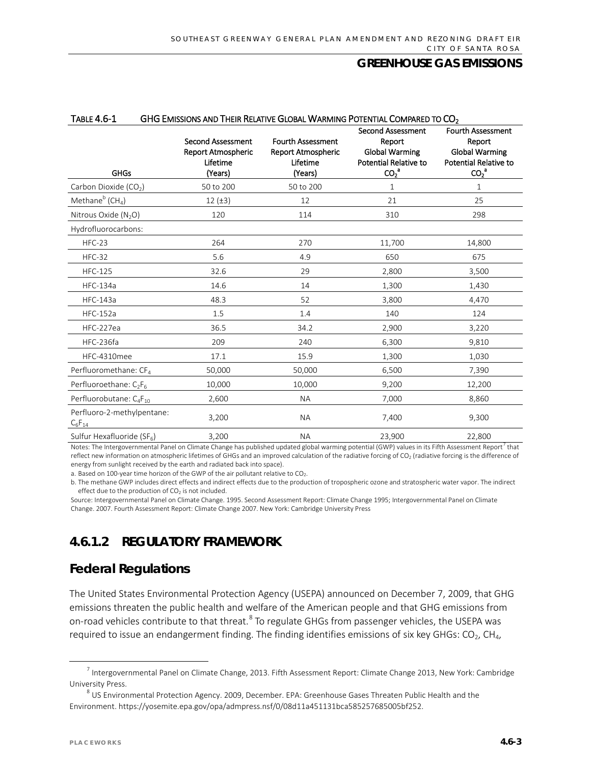## GREENHOUSE GAS EMISSIONS

TABLE 4.6-1 GHG EMISSIONS AND THEIR RELATIVE GLOBAL WARMING POTENTIAL COMPARED TO $CO_2$

| GHGs | Second Assessment Report Atmospheric Lifetime (Years) | Fourth Assessment Report Atmospheric Lifetime (Years) | Second Assessment Report Global Warming Potential Relative to $CO_2$[a] | Fourth Assessment Report Global Warming Potential Relative to $CO_2$[a] |
|---|---|---|---|---|
| Carbon Dioxide ($CO_2$) | 50 to 200 | 50 to 200 | 1 | 1 |
| Methane[b] ($CH_4$) | 12 (±3) | 12 | 21 | 25 |
| Nitrous Oxide ($N_2O$) | 120 | 114 | 310 | 298 |
| Hydrofluorocarbons: | | | | |
| HFC-23 | 264 | 270 | 11,700 | 14,800 |
| HFC-32 | 5.6 | 4.9 | 650 | 675 |
| HFC-125 | 32.6 | 29 | 2,800 | 3,500 |
| HFC-134a | 14.6 | 14 | 1,300 | 1,430 |
| HFC-143a | 48.3 | 52 | 3,800 | 4,470 |
| HFC-152a | 1.5 | 1.4 | 140 | 124 |
| HFC-227ea | 36.5 | 34.2 | 2,900 | 3,220 |
| HFC-236fa | 209 | 240 | 6,300 | 9,810 |
| HFC-4310mee | 17.1 | 15.9 | 1,300 | 1,030 |
| Perfluoromethane: $CF_4$ | 50,000 | 50,000 | 6,500 | 7,390 |
| Perfluoroethane: $C_2F_6$ | 10,000 | 10,000 | 9,200 | 12,200 |
| Perfluorobutane: $C_4F_{10}$ | 2,600 | NA | 7,000 | 8,860 |
| Perfluoro-2-methylpentane: $C_6F_{14}$ | 3,200 | NA | 7,400 | 9,300 |
| Sulfur Hexafluoride ($SF_6$) | 3,200 | NA | 23,900 | 22,800 |

Notes: The Intergovernmental Panel on Climate Change has published updated global warming potential (GWP) values in its Fifth Assessment Report[7] that reflect new information on atmospheric lifetimes of GHGs and an improved calculation of the radiative forcing of $CO_2$ (radiative forcing is the difference of energy from sunlight received by the earth and radiated back into space).

a. Based on 100-year time horizon of the GWP of the air pollutant relative to $CO_2$.

b. The methane GWP includes direct effects and indirect effects due to the production of tropospheric ozone and stratospheric water vapor. The indirect effect due to the production of $CO_2$ is not included.

Source: Intergovernmental Panel on Climate Change. 1995. Second Assessment Report: Climate Change 1995; Intergovernmental Panel on Climate Change. 2007. Fourth Assessment Report: Climate Change 2007. New York: Cambridge University Press

## 4.6.1.2 REGULATORY FRAMEWORK

### Federal Regulations

The United States Environmental Protection Agency (USEPA) announced on December 7, 2009, that GHG emissions threaten the public health and welfare of the American people and that GHG emissions from on-road vehicles contribute to that threat.[8] To regulate GHGs from passenger vehicles, the USEPA was required to issue an endangerment finding. The finding identifies emissions of six key GHGs: $CO_2$, $CH_4$,

[7] Intergovernmental Panel on Climate Change, 2013. Fifth Assessment Report: Climate Change 2013, New York: Cambridge University Press.

[8] US Environmental Protection Agency. 2009, December. EPA: Greenhouse Gases Threaten Public Health and the Environment. https://yosemite.epa.gov/opa/admpress.nsf/0/08d11a451131bca585257685005bf252.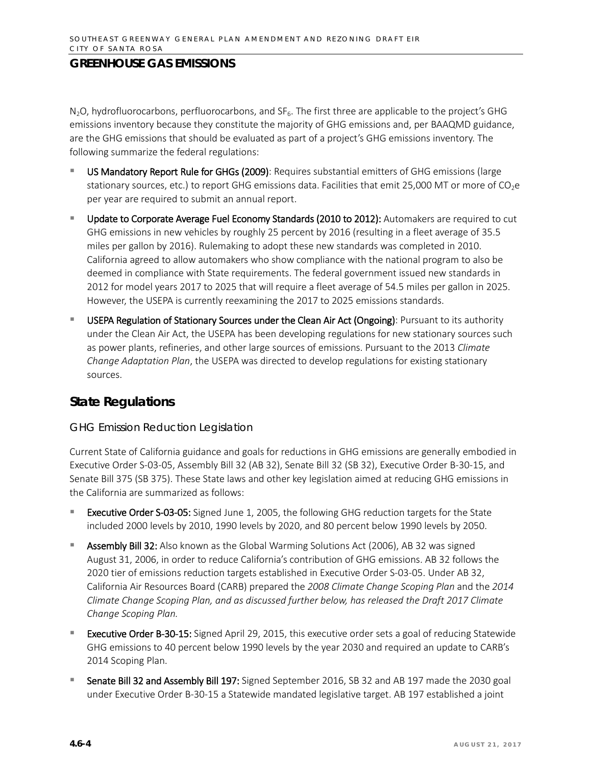## GREENHOUSE GAS EMISSIONS

$N_2O$, hydrofluorocarbons, perfluorocarbons, and $SF_6$. The first three are applicable to the project's GHG emissions inventory because they constitute the majority of GHG emissions and, per BAAQMD guidance, are the GHG emissions that should be evaluated as part of a project's GHG emissions inventory. The following summarize the federal regulations:

- **US Mandatory Report Rule for GHGs (2009)**: Requires substantial emitters of GHG emissions (large stationary sources, etc.) to report GHG emissions data. Facilities that emit 25,000 MT or more of $CO_2e$ per year are required to submit an annual report.
- **Update to Corporate Average Fuel Economy Standards (2010 to 2012):** Automakers are required to cut GHG emissions in new vehicles by roughly 25 percent by 2016 (resulting in a fleet average of 35.5 miles per gallon by 2016). Rulemaking to adopt these new standards was completed in 2010. California agreed to allow automakers who show compliance with the national program to also be deemed in compliance with State requirements. The federal government issued new standards in 2012 for model years 2017 to 2025 that will require a fleet average of 54.5 miles per gallon in 2025. However, the USEPA is currently reexamining the 2017 to 2025 emissions standards.
- **USEPA Regulation of Stationary Sources under the Clean Air Act (Ongoing)**: Pursuant to its authority under the Clean Air Act, the USEPA has been developing regulations for new stationary sources such as power plants, refineries, and other large sources of emissions. Pursuant to the 2013 *Climate Change Adaptation Plan*, the USEPA was directed to develop regulations for existing stationary sources.

## State Regulations

### GHG Emission Reduction Legislation

Current State of California guidance and goals for reductions in GHG emissions are generally embodied in Executive Order S-03-05, Assembly Bill 32 (AB 32), Senate Bill 32 (SB 32), Executive Order B-30-15, and Senate Bill 375 (SB 375). These State laws and other key legislation aimed at reducing GHG emissions in the California are summarized as follows:

- **Executive Order S-03-05:** Signed June 1, 2005, the following GHG reduction targets for the State included 2000 levels by 2010, 1990 levels by 2020, and 80 percent below 1990 levels by 2050.
- **Assembly Bill 32:** Also known as the Global Warming Solutions Act (2006), AB 32 was signed August 31, 2006, in order to reduce California's contribution of GHG emissions. AB 32 follows the 2020 tier of emissions reduction targets established in Executive Order S-03-05. Under AB 32, California Air Resources Board (CARB) prepared the *2008 Climate Change Scoping Plan* and the *2014 Climate Change Scoping Plan, and as discussed further below, has released the Draft 2017 Climate Change Scoping Plan.*
- **Executive Order B-30-15:** Signed April 29, 2015, this executive order sets a goal of reducing Statewide GHG emissions to 40 percent below 1990 levels by the year 2030 and required an update to CARB's 2014 Scoping Plan.
- **Senate Bill 32 and Assembly Bill 197:** Signed September 2016, SB 32 and AB 197 made the 2030 goal under Executive Order B-30-15 a Statewide mandated legislative target. AB 197 established a joint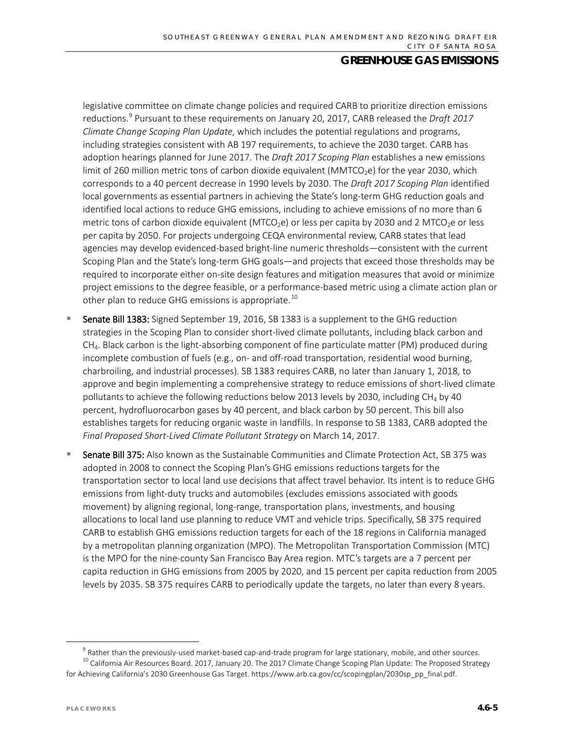legislative committee on climate change policies and required CARB to prioritize direction emissions reductions.[9] Pursuant to these requirements on January 20, 2017, CARB released the *Draft 2017 Climate Change Scoping Plan Update*, which includes the potential regulations and programs, including strategies consistent with AB 197 requirements, to achieve the 2030 target. CARB has adoption hearings planned for June 2017. The *Draft 2017 Scoping Plan* establishes a new emissions limit of 260 million metric tons of carbon dioxide equivalent ($MMTCO_2e$) for the year 2030, which corresponds to a 40 percent decrease in 1990 levels by 2030. The *Draft 2017 Scoping Plan* identified local governments as essential partners in achieving the State's long-term GHG reduction goals and identified local actions to reduce GHG emissions, including to achieve emissions of no more than 6 metric tons of carbon dioxide equivalent ($MTCO_2e$) or less per capita by 2030 and 2 $MTCO_2e$ or less per capita by 2050. For projects undergoing CEQA environmental review, CARB states that lead agencies may develop evidenced-based bright-line numeric thresholds—consistent with the current Scoping Plan and the State's long-term GHG goals—and projects that exceed those thresholds may be required to incorporate either on-site design features and mitigation measures that avoid or minimize project emissions to the degree feasible, or a performance-based metric using a climate action plan or other plan to reduce GHG emissions is appropriate.[10]

- **Senate Bill 1383:** Signed September 19, 2016, SB 1383 is a supplement to the GHG reduction strategies in the Scoping Plan to consider short-lived climate pollutants, including black carbon and $CH_4$. Black carbon is the light-absorbing component of fine particulate matter (PM) produced during incomplete combustion of fuels (e.g., on- and off-road transportation, residential wood burning, charbroiling, and industrial processes). SB 1383 requires CARB, no later than January 1, 2018, to approve and begin implementing a comprehensive strategy to reduce emissions of short-lived climate pollutants to achieve the following reductions below 2013 levels by 2030, including $CH_4$ by 40 percent, hydrofluorocarbon gases by 40 percent, and black carbon by 50 percent. This bill also establishes targets for reducing organic waste in landfills. In response to SB 1383, CARB adopted the *Final Proposed Short-Lived Climate Pollutant Strategy* on March 14, 2017.
- **Senate Bill 375:** Also known as the Sustainable Communities and Climate Protection Act, SB 375 was adopted in 2008 to connect the Scoping Plan's GHG emissions reductions targets for the transportation sector to local land use decisions that affect travel behavior. Its intent is to reduce GHG emissions from light-duty trucks and automobiles (excludes emissions associated with goods movement) by aligning regional, long-range, transportation plans, investments, and housing allocations to local land use planning to reduce VMT and vehicle trips. Specifically, SB 375 required CARB to establish GHG emissions reduction targets for each of the 18 regions in California managed by a metropolitan planning organization (MPO). The Metropolitan Transportation Commission (MTC) is the MPO for the nine-county San Francisco Bay Area region. MTC's targets are a 7 percent per capita reduction in GHG emissions from 2005 by 2020, and 15 percent per capita reduction from 2005 levels by 2035. SB 375 requires CARB to periodically update the targets, no later than every 8 years.

[9] Rather than the previously-used market-based cap-and-trade program for large stationary, mobile, and other sources.

[10] California Air Resources Board. 2017, January 20. The 2017 Climate Change Scoping Plan Update: The Proposed Strategy for Achieving California's 2030 Greenhouse Gas Target. https://www.arb.ca.gov/cc/scopingplan/2030sp_pp_final.pdf.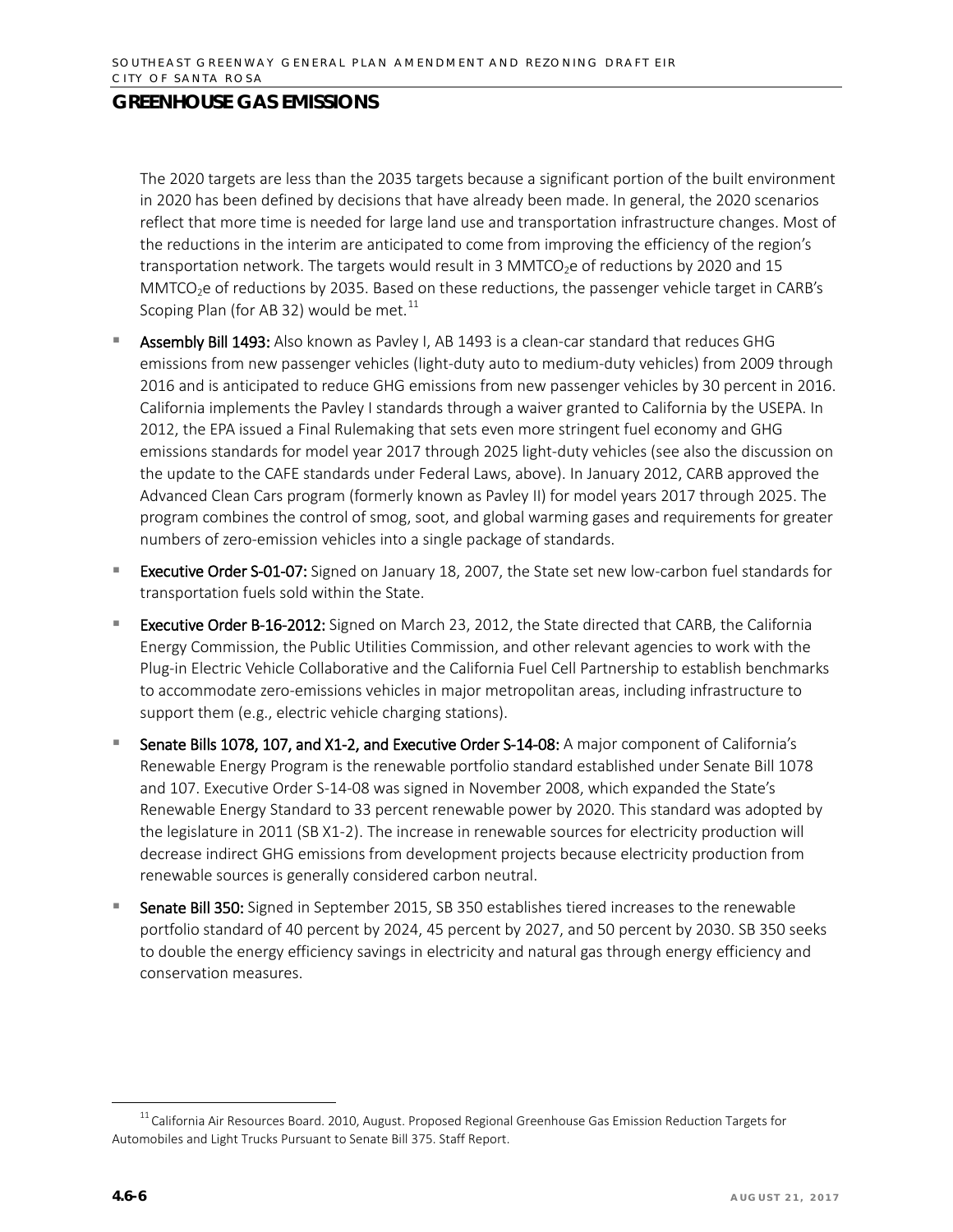## GREENHOUSE GAS EMISSIONS

The 2020 targets are less than the 2035 targets because a significant portion of the built environment in 2020 has been defined by decisions that have already been made. In general, the 2020 scenarios reflect that more time is needed for large land use and transportation infrastructure changes. Most of the reductions in the interim are anticipated to come from improving the efficiency of the region's transportation network. The targets would result in 3 $MMTCO_2e$ of reductions by 2020 and 15 $MMTCO_2e$ of reductions by 2035. Based on these reductions, the passenger vehicle target in CARB's Scoping Plan (for AB 32) would be met.[11]

- **Assembly Bill 1493:** Also known as Pavley I, AB 1493 is a clean-car standard that reduces GHG emissions from new passenger vehicles (light-duty auto to medium-duty vehicles) from 2009 through 2016 and is anticipated to reduce GHG emissions from new passenger vehicles by 30 percent in 2016. California implements the Pavley I standards through a waiver granted to California by the USEPA. In 2012, the EPA issued a Final Rulemaking that sets even more stringent fuel economy and GHG emissions standards for model year 2017 through 2025 light-duty vehicles (see also the discussion on the update to the CAFE standards under Federal Laws, above). In January 2012, CARB approved the Advanced Clean Cars program (formerly known as Pavley II) for model years 2017 through 2025. The program combines the control of smog, soot, and global warming gases and requirements for greater numbers of zero-emission vehicles into a single package of standards.
- **Executive Order S-01-07:** Signed on January 18, 2007, the State set new low-carbon fuel standards for transportation fuels sold within the State.
- **Executive Order B-16-2012:** Signed on March 23, 2012, the State directed that CARB, the California Energy Commission, the Public Utilities Commission, and other relevant agencies to work with the Plug-in Electric Vehicle Collaborative and the California Fuel Cell Partnership to establish benchmarks to accommodate zero-emissions vehicles in major metropolitan areas, including infrastructure to support them (e.g., electric vehicle charging stations).
- **Senate Bills 1078, 107, and X1-2, and Executive Order S-14-08:** A major component of California's Renewable Energy Program is the renewable portfolio standard established under Senate Bill 1078 and 107. Executive Order S-14-08 was signed in November 2008, which expanded the State's Renewable Energy Standard to 33 percent renewable power by 2020. This standard was adopted by the legislature in 2011 (SB X1-2). The increase in renewable sources for electricity production will decrease indirect GHG emissions from development projects because electricity production from renewable sources is generally considered carbon neutral.
- **Senate Bill 350:** Signed in September 2015, SB 350 establishes tiered increases to the renewable portfolio standard of 40 percent by 2024, 45 percent by 2027, and 50 percent by 2030. SB 350 seeks to double the energy efficiency savings in electricity and natural gas through energy efficiency and conservation measures.

[11] California Air Resources Board. 2010, August. Proposed Regional Greenhouse Gas Emission Reduction Targets for Automobiles and Light Trucks Pursuant to Senate Bill 375. Staff Report.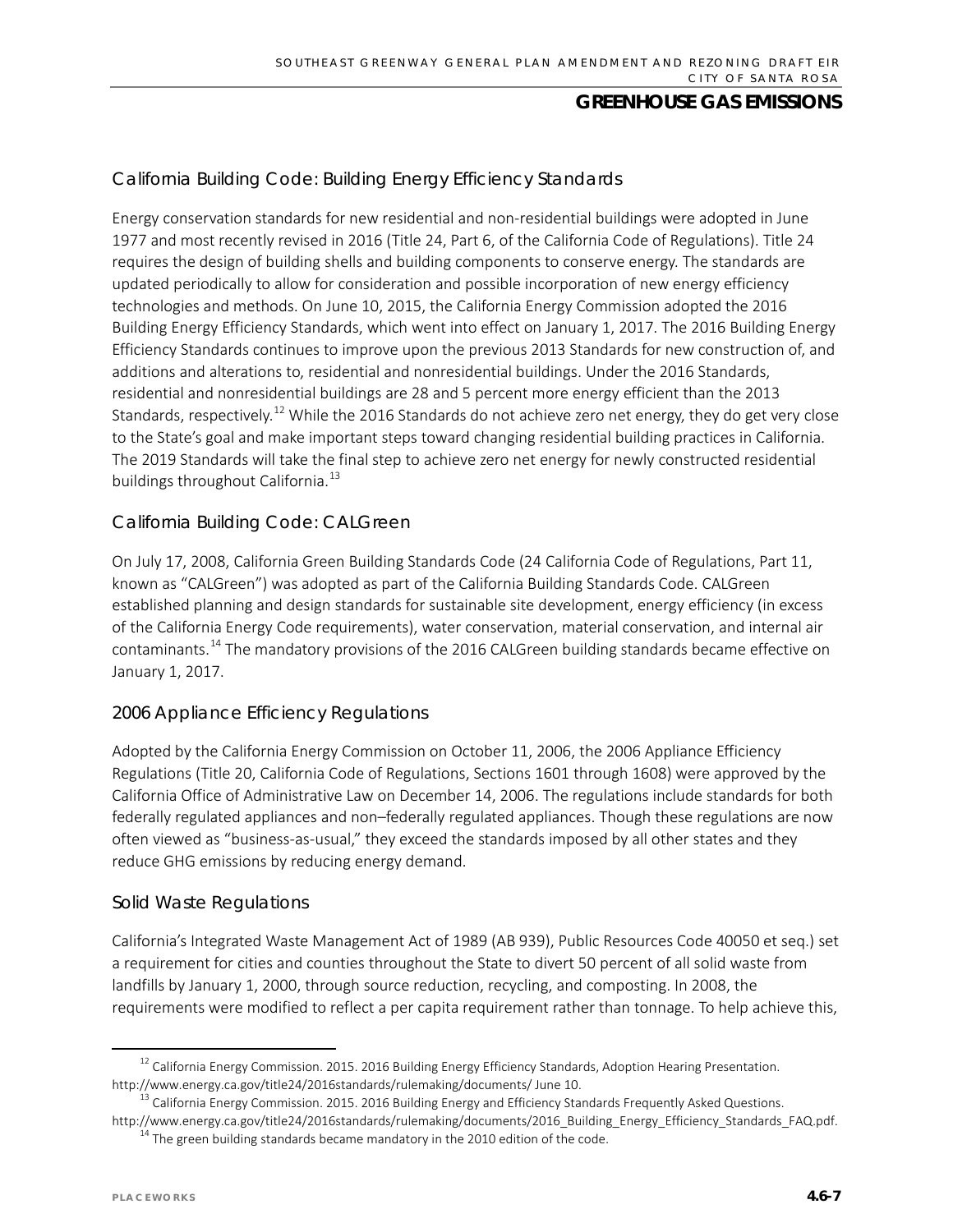## California Building Code: Building Energy Efficiency Standards

Energy conservation standards for new residential and non-residential buildings were adopted in June 1977 and most recently revised in 2016 (Title 24, Part 6, of the California Code of Regulations). Title 24 requires the design of building shells and building components to conserve energy. The standards are updated periodically to allow for consideration and possible incorporation of new energy efficiency technologies and methods. On June 10, 2015, the California Energy Commission adopted the 2016 Building Energy Efficiency Standards, which went into effect on January 1, 2017. The 2016 Building Energy Efficiency Standards continues to improve upon the previous 2013 Standards for new construction of, and additions and alterations to, residential and nonresidential buildings. Under the 2016 Standards, residential and nonresidential buildings are 28 and 5 percent more energy efficient than the 2013 Standards, respectively.[12] While the 2016 Standards do not achieve zero net energy, they do get very close to the State's goal and make important steps toward changing residential building practices in California. The 2019 Standards will take the final step to achieve zero net energy for newly constructed residential buildings throughout California.[13]

## California Building Code: CALGreen

On July 17, 2008, California Green Building Standards Code (24 California Code of Regulations, Part 11, known as "CALGreen") was adopted as part of the California Building Standards Code. CALGreen established planning and design standards for sustainable site development, energy efficiency (in excess of the California Energy Code requirements), water conservation, material conservation, and internal air contaminants.[14] The mandatory provisions of the 2016 CALGreen building standards became effective on January 1, 2017.

## 2006 Appliance Efficiency Regulations

Adopted by the California Energy Commission on October 11, 2006, the 2006 Appliance Efficiency Regulations (Title 20, California Code of Regulations, Sections 1601 through 1608) were approved by the California Office of Administrative Law on December 14, 2006. The regulations include standards for both federally regulated appliances and non–federally regulated appliances. Though these regulations are now often viewed as "business-as-usual," they exceed the standards imposed by all other states and they reduce GHG emissions by reducing energy demand.

## Solid Waste Regulations

California's Integrated Waste Management Act of 1989 (AB 939), Public Resources Code 40050 et seq.) set a requirement for cities and counties throughout the State to divert 50 percent of all solid waste from landfills by January 1, 2000, through source reduction, recycling, and composting. In 2008, the requirements were modified to reflect a per capita requirement rather than tonnage. To help achieve this,

---

[12] California Energy Commission. 2015. 2016 Building Energy Efficiency Standards, Adoption Hearing Presentation. http://www.energy.ca.gov/title24/2016standards/rulemaking/documents/ June 10.

[13] California Energy Commission. 2015. 2016 Building Energy and Efficiency Standards Frequently Asked Questions. http://www.energy.ca.gov/title24/2016standards/rulemaking/documents/2016_Building_Energy_Efficiency_Standards_FAQ.pdf.

[14] The green building standards became mandatory in the 2010 edition of the code.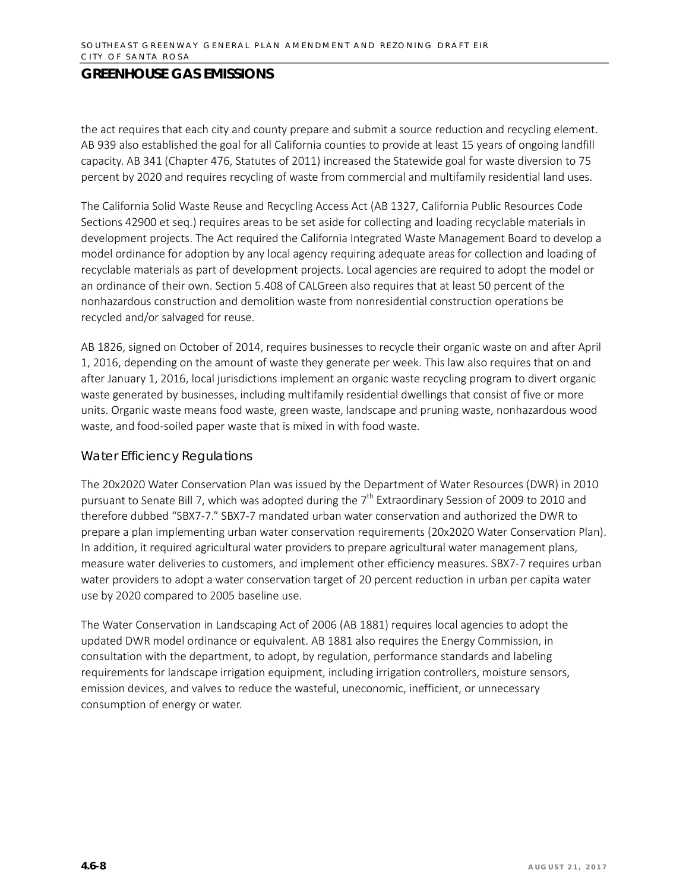the act requires that each city and county prepare and submit a source reduction and recycling element. AB 939 also established the goal for all California counties to provide at least 15 years of ongoing landfill capacity. AB 341 (Chapter 476, Statutes of 2011) increased the Statewide goal for waste diversion to 75 percent by 2020 and requires recycling of waste from commercial and multifamily residential land uses.

The California Solid Waste Reuse and Recycling Access Act (AB 1327, California Public Resources Code Sections 42900 et seq.) requires areas to be set aside for collecting and loading recyclable materials in development projects. The Act required the California Integrated Waste Management Board to develop a model ordinance for adoption by any local agency requiring adequate areas for collection and loading of recyclable materials as part of development projects. Local agencies are required to adopt the model or an ordinance of their own. Section 5.408 of CALGreen also requires that at least 50 percent of the nonhazardous construction and demolition waste from nonresidential construction operations be recycled and/or salvaged for reuse.

AB 1826, signed on October of 2014, requires businesses to recycle their organic waste on and after April 1, 2016, depending on the amount of waste they generate per week. This law also requires that on and after January 1, 2016, local jurisdictions implement an organic waste recycling program to divert organic waste generated by businesses, including multifamily residential dwellings that consist of five or more units. Organic waste means food waste, green waste, landscape and pruning waste, nonhazardous wood waste, and food-soiled paper waste that is mixed in with food waste.

### Water Efficiency Regulations

The 20x2020 Water Conservation Plan was issued by the Department of Water Resources (DWR) in 2010 pursuant to Senate Bill 7, which was adopted during the 7th Extraordinary Session of 2009 to 2010 and therefore dubbed "SBX7-7." SBX7-7 mandated urban water conservation and authorized the DWR to prepare a plan implementing urban water conservation requirements (20x2020 Water Conservation Plan). In addition, it required agricultural water providers to prepare agricultural water management plans, measure water deliveries to customers, and implement other efficiency measures. SBX7-7 requires urban water providers to adopt a water conservation target of 20 percent reduction in urban per capita water use by 2020 compared to 2005 baseline use.

The Water Conservation in Landscaping Act of 2006 (AB 1881) requires local agencies to adopt the updated DWR model ordinance or equivalent. AB 1881 also requires the Energy Commission, in consultation with the department, to adopt, by regulation, performance standards and labeling requirements for landscape irrigation equipment, including irrigation controllers, moisture sensors, emission devices, and valves to reduce the wasteful, uneconomic, inefficient, or unnecessary consumption of energy or water.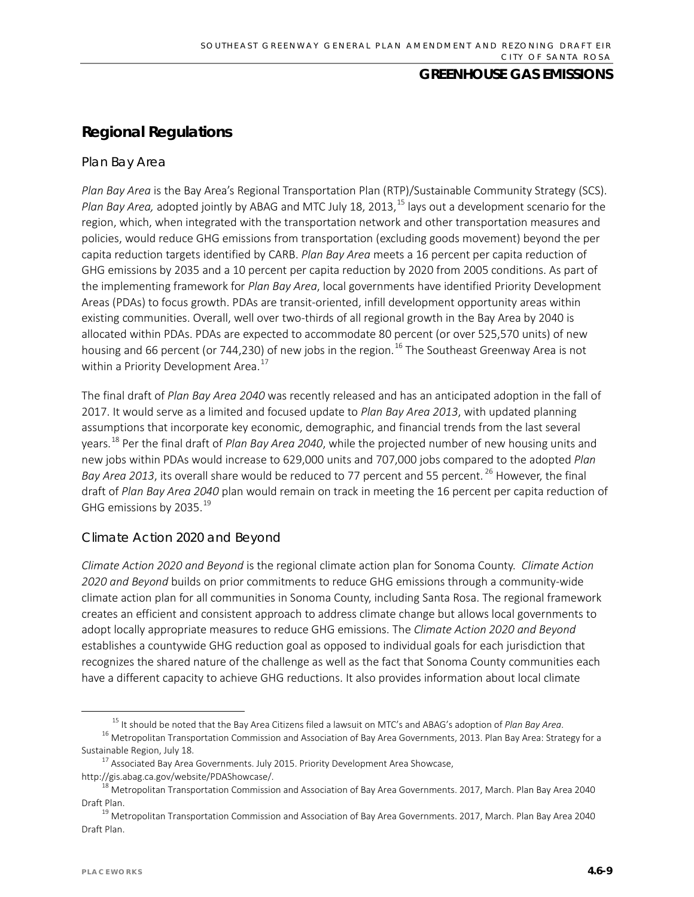## Regional Regulations

### Plan Bay Area

*Plan Bay Area* is the Bay Area's Regional Transportation Plan (RTP)/Sustainable Community Strategy (SCS). *Plan Bay Area,* adopted jointly by ABAG and MTC July 18, 2013,[15] lays out a development scenario for the region, which, when integrated with the transportation network and other transportation measures and policies, would reduce GHG emissions from transportation (excluding goods movement) beyond the per capita reduction targets identified by CARB. *Plan Bay Area* meets a 16 percent per capita reduction of GHG emissions by 2035 and a 10 percent per capita reduction by 2020 from 2005 conditions. As part of the implementing framework for *Plan Bay Area*, local governments have identified Priority Development Areas (PDAs) to focus growth. PDAs are transit-oriented, infill development opportunity areas within existing communities. Overall, well over two-thirds of all regional growth in the Bay Area by 2040 is allocated within PDAs. PDAs are expected to accommodate 80 percent (or over 525,570 units) of new housing and 66 percent (or 744,230) of new jobs in the region.[16] The Southeast Greenway Area is not within a Priority Development Area.[17]

The final draft of *Plan Bay Area 2040* was recently released and has an anticipated adoption in the fall of 2017. It would serve as a limited and focused update to *Plan Bay Area 2013*, with updated planning assumptions that incorporate key economic, demographic, and financial trends from the last several years.[18] Per the final draft of *Plan Bay Area 2040*, while the projected number of new housing units and new jobs within PDAs would increase to 629,000 units and 707,000 jobs compared to the adopted *Plan Bay Area 2013*, its overall share would be reduced to 77 percent and 55 percent.[26] However, the final draft of *Plan Bay Area 2040* plan would remain on track in meeting the 16 percent per capita reduction of GHG emissions by 2035.[19]

### Climate Action 2020 and Beyond

*Climate Action 2020 and Beyond* is the regional climate action plan for Sonoma County. *Climate Action 2020 and Beyond* builds on prior commitments to reduce GHG emissions through a community-wide climate action plan for all communities in Sonoma County, including Santa Rosa. The regional framework creates an efficient and consistent approach to address climate change but allows local governments to adopt locally appropriate measures to reduce GHG emissions. The *Climate Action 2020 and Beyond* establishes a countywide GHG reduction goal as opposed to individual goals for each jurisdiction that recognizes the shared nature of the challenge as well as the fact that Sonoma County communities each have a different capacity to achieve GHG reductions. It also provides information about local climate

---

[15] It should be noted that the Bay Area Citizens filed a lawsuit on MTC's and ABAG's adoption of *Plan Bay Area*.

[16] Metropolitan Transportation Commission and Association of Bay Area Governments, 2013. Plan Bay Area: Strategy for a Sustainable Region, July 18.

[17] Associated Bay Area Governments. July 2015. Priority Development Area Showcase, http://gis.abag.ca.gov/website/PDAShowcase/.

[18] Metropolitan Transportation Commission and Association of Bay Area Governments. 2017, March. Plan Bay Area 2040 Draft Plan.

[19] Metropolitan Transportation Commission and Association of Bay Area Governments. 2017, March. Plan Bay Area 2040 Draft Plan.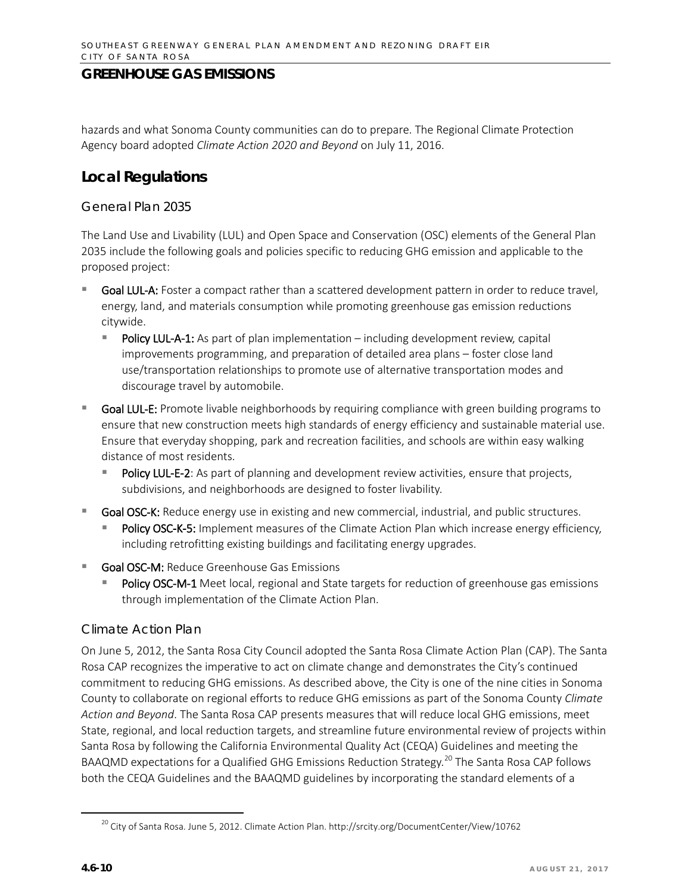hazards and what Sonoma County communities can do to prepare. The Regional Climate Protection Agency board adopted *Climate Action 2020 and Beyond* on July 11, 2016.

## Local Regulations

### General Plan 2035

The Land Use and Livability (LUL) and Open Space and Conservation (OSC) elements of the General Plan 2035 include the following goals and policies specific to reducing GHG emission and applicable to the proposed project:

- **Goal LUL-A:** Foster a compact rather than a scattered development pattern in order to reduce travel, energy, land, and materials consumption while promoting greenhouse gas emission reductions citywide.
  - **Policy LUL-A-1:** As part of plan implementation – including development review, capital improvements programming, and preparation of detailed area plans – foster close land use/transportation relationships to promote use of alternative transportation modes and discourage travel by automobile.
- **Goal LUL-E:** Promote livable neighborhoods by requiring compliance with green building programs to ensure that new construction meets high standards of energy efficiency and sustainable material use. Ensure that everyday shopping, park and recreation facilities, and schools are within easy walking distance of most residents.
  - **Policy LUL-E-2**: As part of planning and development review activities, ensure that projects, subdivisions, and neighborhoods are designed to foster livability.
- **Goal OSC-K:** Reduce energy use in existing and new commercial, industrial, and public structures.
  - **Policy OSC-K-5:** Implement measures of the Climate Action Plan which increase energy efficiency, including retrofitting existing buildings and facilitating energy upgrades.
- **Goal OSC-M:** Reduce Greenhouse Gas Emissions
  - **Policy OSC-M-1** Meet local, regional and State targets for reduction of greenhouse gas emissions through implementation of the Climate Action Plan.

### Climate Action Plan

On June 5, 2012, the Santa Rosa City Council adopted the Santa Rosa Climate Action Plan (CAP). The Santa Rosa CAP recognizes the imperative to act on climate change and demonstrates the City's continued commitment to reducing GHG emissions. As described above, the City is one of the nine cities in Sonoma County to collaborate on regional efforts to reduce GHG emissions as part of the Sonoma County *Climate Action and Beyond*. The Santa Rosa CAP presents measures that will reduce local GHG emissions, meet State, regional, and local reduction targets, and streamline future environmental review of projects within Santa Rosa by following the California Environmental Quality Act (CEQA) Guidelines and meeting the BAAQMD expectations for a Qualified GHG Emissions Reduction Strategy.[20] The Santa Rosa CAP follows both the CEQA Guidelines and the BAAQMD guidelines by incorporating the standard elements of a

[20] City of Santa Rosa. June 5, 2012. Climate Action Plan. http://srcity.org/DocumentCenter/View/10762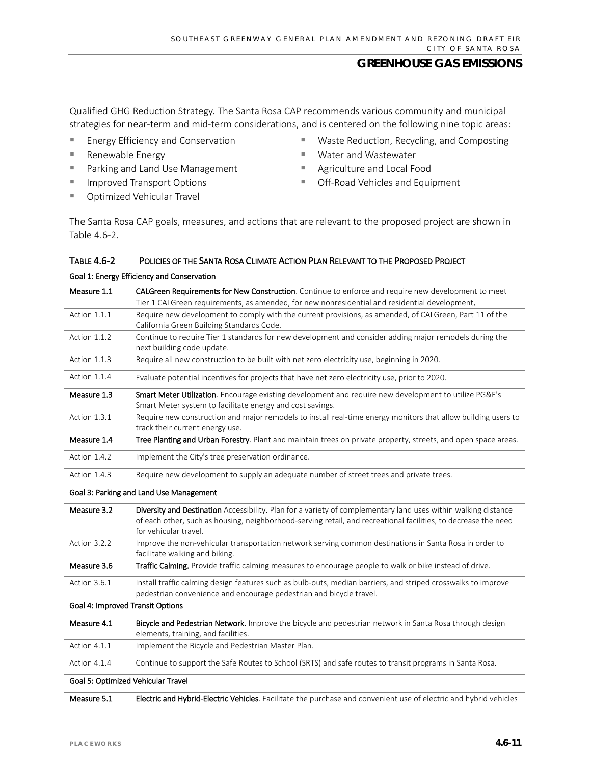Qualified GHG Reduction Strategy. The Santa Rosa CAP recommends various community and municipal strategies for near-term and mid-term considerations, and is centered on the following nine topic areas:

- Energy Efficiency and Conservation
- Renewable Energy
- Parking and Land Use Management
- Improved Transport Options
- Optimized Vehicular Travel
- Waste Reduction, Recycling, and Composting
- Water and Wastewater
- Agriculture and Local Food
- Off-Road Vehicles and Equipment

The Santa Rosa CAP goals, measures, and actions that are relevant to the proposed project are shown in Table 4.6-2.

TABLE 4.6-2 POLICIES OF THE SANTA ROSA CLIMATE ACTION PLAN RELEVANT TO THE PROPOSED PROJECT

| | |
|---|---|
| **Goal 1: Energy Efficiency and Conservation** | |
| **Measure 1.1** | **CALGreen Requirements for New Construction**. Continue to enforce and require new development to meet Tier 1 CALGreen requirements, as amended, for new nonresidential and residential development. |
| Action 1.1.1 | Require new development to comply with the current provisions, as amended, of CALGreen, Part 11 of the California Green Building Standards Code. |
| Action 1.1.2 | Continue to require Tier 1 standards for new development and consider adding major remodels during the next building code update. |
| Action 1.1.3 | Require all new construction to be built with net zero electricity use, beginning in 2020. |
| Action 1.1.4 | Evaluate potential incentives for projects that have net zero electricity use, prior to 2020. |
| **Measure 1.3** | **Smart Meter Utilization**. Encourage existing development and require new development to utilize PG&E's Smart Meter system to facilitate energy and cost savings. |
| Action 1.3.1 | Require new construction and major remodels to install real-time energy monitors that allow building users to track their current energy use. |
| **Measure 1.4** | **Tree Planting and Urban Forestry**. Plant and maintain trees on private property, streets, and open space areas. |
| Action 1.4.2 | Implement the City's tree preservation ordinance. |
| Action 1.4.3 | Require new development to supply an adequate number of street trees and private trees. |
| **Goal 3: Parking and Land Use Management** | |
| **Measure 3.2** | **Diversity and Destination** Accessibility. Plan for a variety of complementary land uses within walking distance of each other, such as housing, neighborhood-serving retail, and recreational facilities, to decrease the need for vehicular travel. |
| Action 3.2.2 | Improve the non-vehicular transportation network serving common destinations in Santa Rosa in order to facilitate walking and biking. |
| **Measure 3.6** | **Traffic Calming.** Provide traffic calming measures to encourage people to walk or bike instead of drive. |
| Action 3.6.1 | Install traffic calming design features such as bulb-outs, median barriers, and striped crosswalks to improve pedestrian convenience and encourage pedestrian and bicycle travel. |
| **Goal 4: Improved Transit Options** | |
| **Measure 4.1** | **Bicycle and Pedestrian Network.** Improve the bicycle and pedestrian network in Santa Rosa through design elements, training, and facilities. |
| Action 4.1.1 | Implement the Bicycle and Pedestrian Master Plan. |
| Action 4.1.4 | Continue to support the Safe Routes to School (SRTS) and safe routes to transit programs in Santa Rosa. |
| **Goal 5: Optimized Vehicular Travel** | |
| **Measure 5.1** | **Electric and Hybrid-Electric Vehicles**. Facilitate the purchase and convenient use of electric and hybrid vehicles |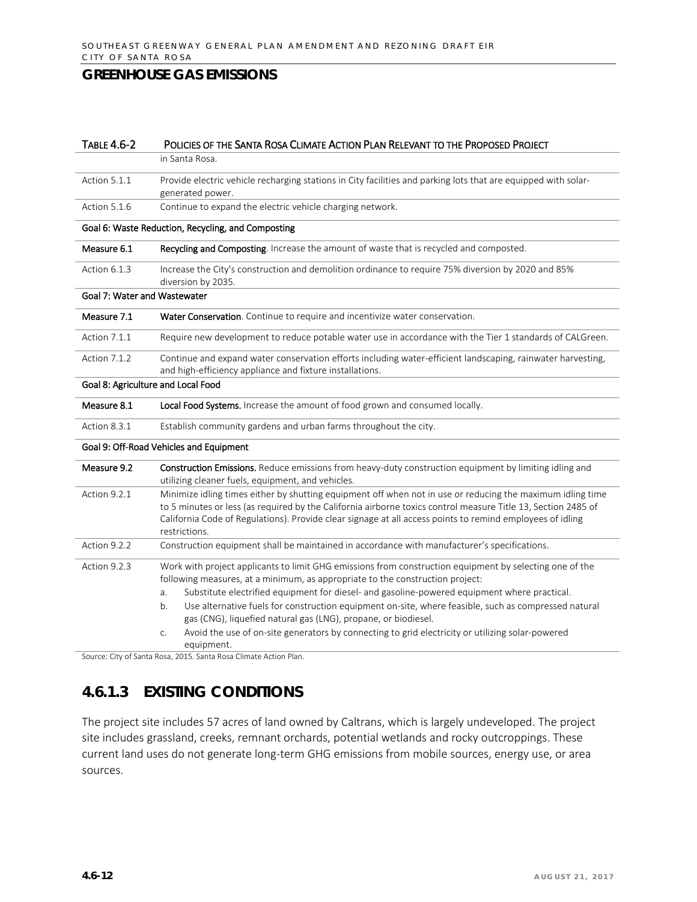## GREENHOUSE GAS EMISSIONS

TABLE 4.6-2 POLICIES OF THE SANTA ROSA CLIMATE ACTION PLAN RELEVANT TO THE PROPOSED PROJECT

| | |
|---|---|
| | in Santa Rosa. |
| Action 5.1.1 | Provide electric vehicle recharging stations in City facilities and parking lots that are equipped with solar-generated power. |
| Action 5.1.6 | Continue to expand the electric vehicle charging network. |
| **Goal 6: Waste Reduction, Recycling, and Composting** | |
| **Measure 6.1** | **Recycling and Composting**. Increase the amount of waste that is recycled and composted. |
| Action 6.1.3 | Increase the City's construction and demolition ordinance to require 75% diversion by 2020 and 85% diversion by 2035. |
| **Goal 7: Water and Wastewater** | |
| **Measure 7.1** | **Water Conservation**. Continue to require and incentivize water conservation. |
| Action 7.1.1 | Require new development to reduce potable water use in accordance with the Tier 1 standards of CALGreen. |
| Action 7.1.2 | Continue and expand water conservation efforts including water-efficient landscaping, rainwater harvesting, and high-efficiency appliance and fixture installations. |
| **Goal 8: Agriculture and Local Food** | |
| **Measure 8.1** | **Local Food Systems.** Increase the amount of food grown and consumed locally. |
| Action 8.3.1 | Establish community gardens and urban farms throughout the city. |
| **Goal 9: Off-Road Vehicles and Equipment** | |
| **Measure 9.2** | **Construction Emissions.** Reduce emissions from heavy-duty construction equipment by limiting idling and utilizing cleaner fuels, equipment, and vehicles. |
| Action 9.2.1 | Minimize idling times either by shutting equipment off when not in use or reducing the maximum idling time to 5 minutes or less (as required by the California airborne toxics control measure Title 13, Section 2485 of California Code of Regulations). Provide clear signage at all access points to remind employees of idling restrictions. |
| Action 9.2.2 | Construction equipment shall be maintained in accordance with manufacturer's specifications. |
| Action 9.2.3 | Work with project applicants to limit GHG emissions from construction equipment by selecting one of the following measures, at a minimum, as appropriate to the construction project: a. Substitute electrified equipment for diesel- and gasoline-powered equipment where practical. b. Use alternative fuels for construction equipment on-site, where feasible, such as compressed natural gas (CNG), liquefied natural gas (LNG), propane, or biodiesel. c. Avoid the use of on-site generators by connecting to grid electricity or utilizing solar-powered equipment. |

Source: City of Santa Rosa, 2015. Santa Rosa Climate Action Plan.

## 4.6.1.3 EXISTING CONDITIONS

The project site includes 57 acres of land owned by Caltrans, which is largely undeveloped. The project site includes grassland, creeks, remnant orchards, potential wetlands and rocky outcroppings. These current land uses do not generate long-term GHG emissions from mobile sources, energy use, or area sources.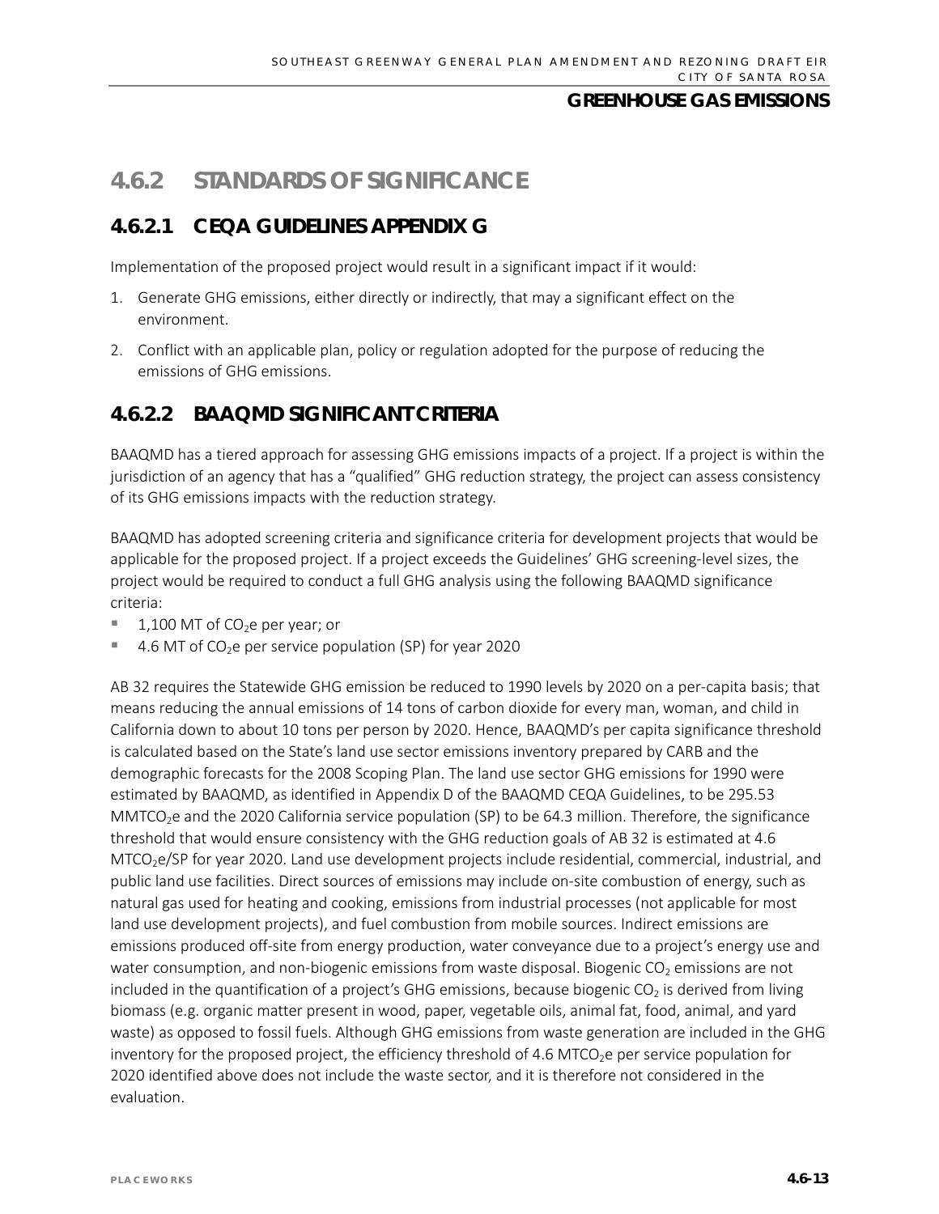## 4.6.2 STANDARDS OF SIGNIFICANCE

### 4.6.2.1 CEQA GUIDELINES APPENDIX G

Implementation of the proposed project would result in a significant impact if it would:

1. Generate GHG emissions, either directly or indirectly, that may a significant effect on the environment.
2. Conflict with an applicable plan, policy or regulation adopted for the purpose of reducing the emissions of GHG emissions.

### 4.6.2.2 BAAQMD SIGNIFICANT CRITERIA

BAAQMD has a tiered approach for assessing GHG emissions impacts of a project. If a project is within the jurisdiction of an agency that has a "qualified" GHG reduction strategy, the project can assess consistency of its GHG emissions impacts with the reduction strategy.

BAAQMD has adopted screening criteria and significance criteria for development projects that would be applicable for the proposed project. If a project exceeds the Guidelines' GHG screening-level sizes, the project would be required to conduct a full GHG analysis using the following BAAQMD significance criteria:

- 1,100 MT of $CO_2e$ per year; or
- 4.6 MT of $CO_2e$ per service population (SP) for year 2020

AB 32 requires the Statewide GHG emission be reduced to 1990 levels by 2020 on a per-capita basis; that means reducing the annual emissions of 14 tons of carbon dioxide for every man, woman, and child in California down to about 10 tons per person by 2020. Hence, BAAQMD's per capita significance threshold is calculated based on the State's land use sector emissions inventory prepared by CARB and the demographic forecasts for the 2008 Scoping Plan. The land use sector GHG emissions for 1990 were estimated by BAAQMD, as identified in Appendix D of the BAAQMD CEQA Guidelines, to be 295.53 $MMTCO_2e$ and the 2020 California service population (SP) to be 64.3 million. Therefore, the significance threshold that would ensure consistency with the GHG reduction goals of AB 32 is estimated at 4.6 $MTCO_2e$/SP for year 2020. Land use development projects include residential, commercial, industrial, and public land use facilities. Direct sources of emissions may include on-site combustion of energy, such as natural gas used for heating and cooking, emissions from industrial processes (not applicable for most land use development projects), and fuel combustion from mobile sources. Indirect emissions are emissions produced off-site from energy production, water conveyance due to a project's energy use and water consumption, and non-biogenic emissions from waste disposal. Biogenic $CO_2$ emissions are not included in the quantification of a project's GHG emissions, because biogenic $CO_2$ is derived from living biomass (e.g. organic matter present in wood, paper, vegetable oils, animal fat, food, animal, and yard waste) as opposed to fossil fuels. Although GHG emissions from waste generation are included in the GHG inventory for the proposed project, the efficiency threshold of 4.6 $MTCO_2e$ per service population for 2020 identified above does not include the waste sector, and it is therefore not considered in the evaluation.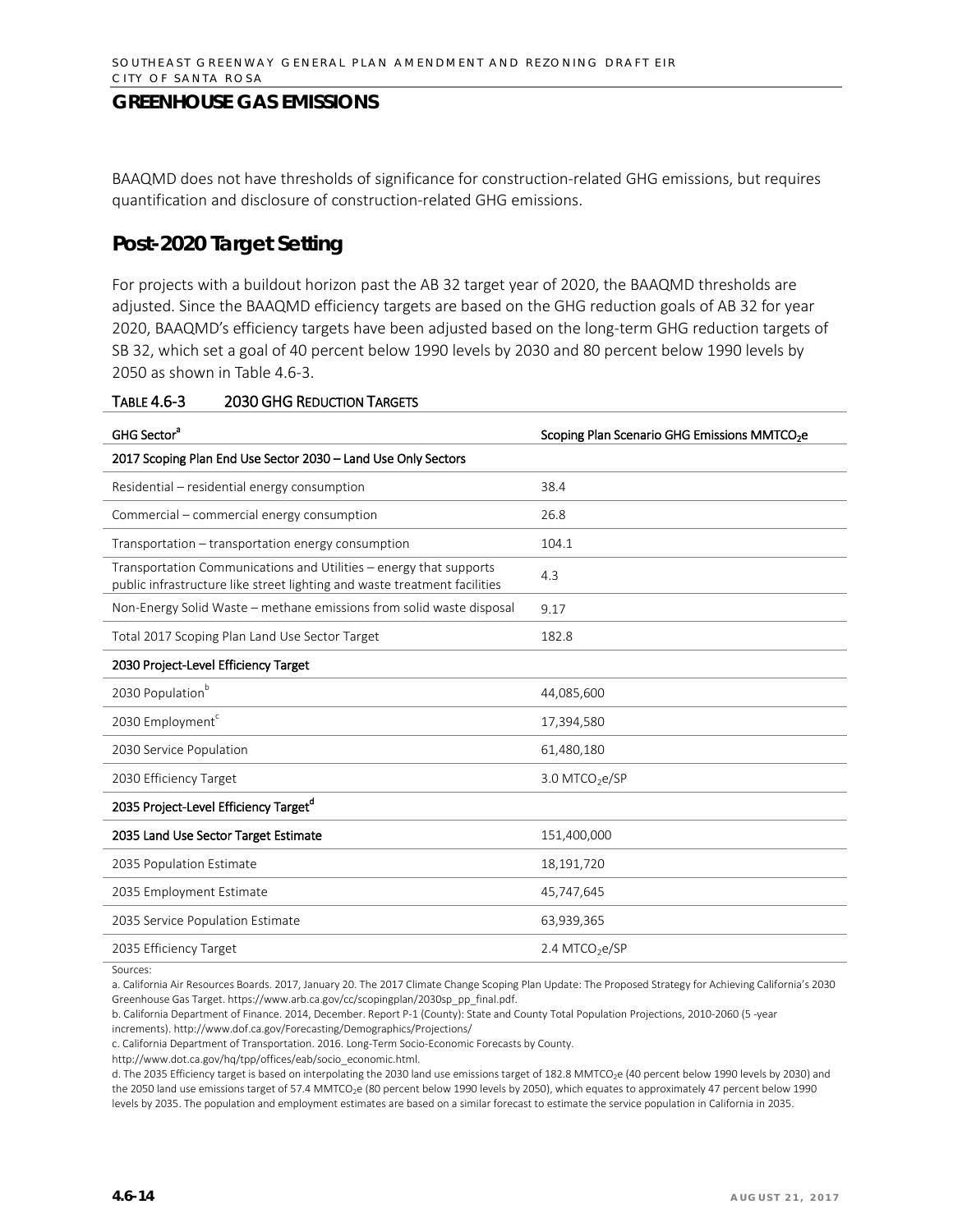## GREENHOUSE GAS EMISSIONS

BAAQMD does not have thresholds of significance for construction-related GHG emissions, but requires quantification and disclosure of construction-related GHG emissions.

## Post-2020 Target Setting

For projects with a buildout horizon past the AB 32 target year of 2020, the BAAQMD thresholds are adjusted. Since the BAAQMD efficiency targets are based on the GHG reduction goals of AB 32 for year 2020, BAAQMD's efficiency targets have been adjusted based on the long-term GHG reduction targets of SB 32, which set a goal of 40 percent below 1990 levels by 2030 and 80 percent below 1990 levels by 2050 as shown in Table 4.6-3.

TABLE 4.6-3 2030 GHG REDUCTION TARGETS

| GHG Sector[a] | Scoping Plan Scenario GHG Emissions $MMTCO_2e$ |
|---|---|
| **2017 Scoping Plan End Use Sector 2030 – Land Use Only Sectors** | |
| Residential – residential energy consumption | 38.4 |
| Commercial – commercial energy consumption | 26.8 |
| Transportation – transportation energy consumption | 104.1 |
| Transportation Communications and Utilities – energy that supports public infrastructure like street lighting and waste treatment facilities | 4.3 |
| Non-Energy Solid Waste – methane emissions from solid waste disposal | 9.17 |
| Total 2017 Scoping Plan Land Use Sector Target | 182.8 |
| **2030 Project-Level Efficiency Target** | |
| 2030 Population[b] | 44,085,600 |
| 2030 Employment[c] | 17,394,580 |
| 2030 Service Population | 61,480,180 |
| 2030 Efficiency Target | 3.0 $MTCO_2e$/SP |
| **2035 Project-Level Efficiency Target[d]** | |
| **2035 Land Use Sector Target Estimate** | 151,400,000 |
| 2035 Population Estimate | 18,191,720 |
| 2035 Employment Estimate | 45,747,645 |
| 2035 Service Population Estimate | 63,939,365 |
| 2035 Efficiency Target | 2.4 $MTCO_2e$/SP |

Sources:

a. California Air Resources Boards. 2017, January 20. The 2017 Climate Change Scoping Plan Update: The Proposed Strategy for Achieving California's 2030 Greenhouse Gas Target. https://www.arb.ca.gov/cc/scopingplan/2030sp_pp_final.pdf.

b. California Department of Finance. 2014, December. Report P-1 (County): State and County Total Population Projections, 2010-2060 (5 -year increments). http://www.dof.ca.gov/Forecasting/Demographics/Projections/

c. California Department of Transportation. 2016. Long-Term Socio-Economic Forecasts by County. http://www.dot.ca.gov/hq/tpp/offices/eab/socio_economic.html.

d. The 2035 Efficiency target is based on interpolating the 2030 land use emissions target of 182.8 $MMTCO_2e$ (40 percent below 1990 levels by 2030) and the 2050 land use emissions target of 57.4 $MMTCO_2e$ (80 percent below 1990 levels by 2050), which equates to approximately 47 percent below 1990 levels by 2035. The population and employment estimates are based on a similar forecast to estimate the service population in California in 2035.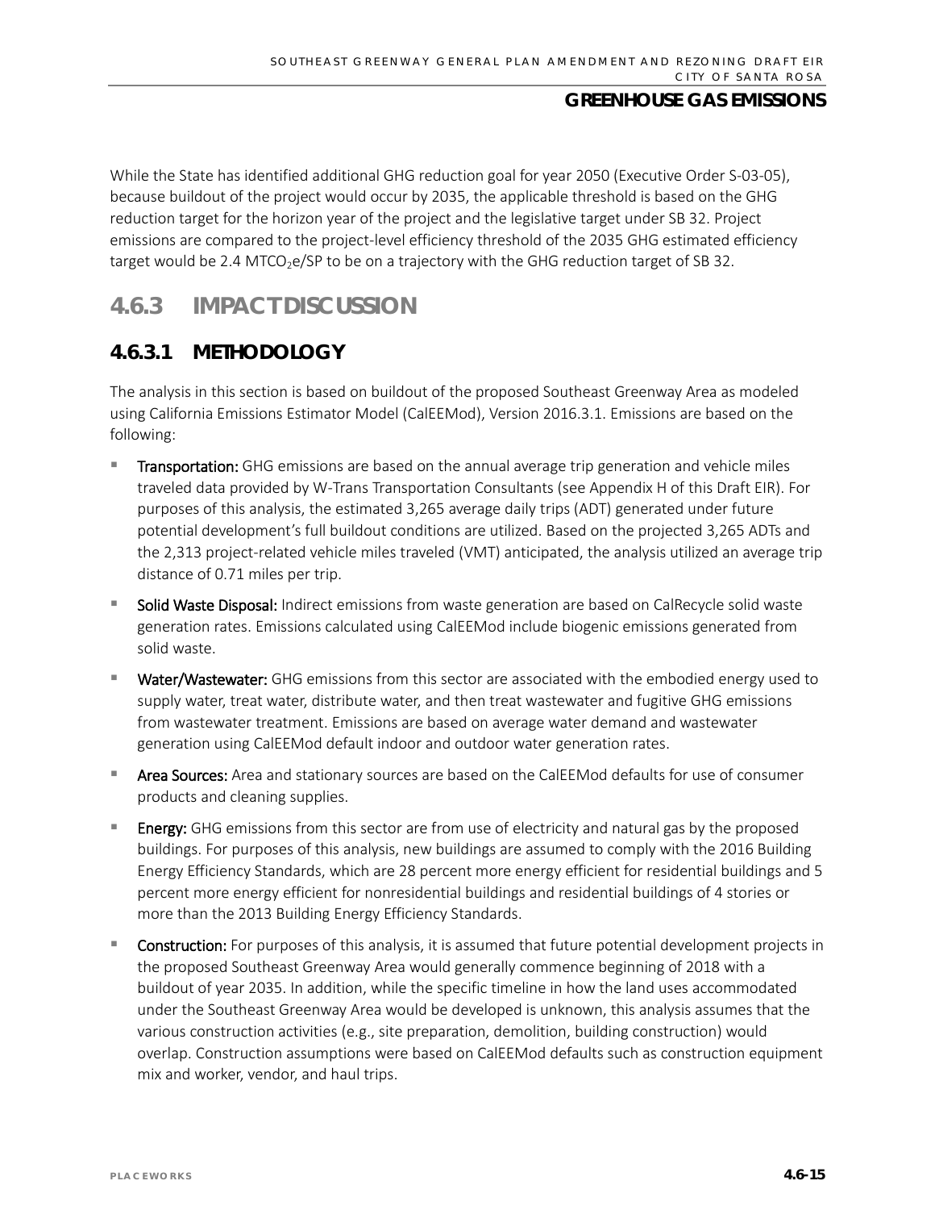While the State has identified additional GHG reduction goal for year 2050 (Executive Order S-03-05), because buildout of the project would occur by 2035, the applicable threshold is based on the GHG reduction target for the horizon year of the project and the legislative target under SB 32. Project emissions are compared to the project-level efficiency threshold of the 2035 GHG estimated efficiency target would be 2.4 $MTCO_2e$/SP to be on a trajectory with the GHG reduction target of SB 32.

## 4.6.3 IMPACT DISCUSSION

### 4.6.3.1 METHODOLOGY

The analysis in this section is based on buildout of the proposed Southeast Greenway Area as modeled using California Emissions Estimator Model (CalEEMod), Version 2016.3.1. Emissions are based on the following:

- **Transportation:** GHG emissions are based on the annual average trip generation and vehicle miles traveled data provided by W-Trans Transportation Consultants (see Appendix H of this Draft EIR). For purposes of this analysis, the estimated 3,265 average daily trips (ADT) generated under future potential development's full buildout conditions are utilized. Based on the projected 3,265 ADTs and the 2,313 project-related vehicle miles traveled (VMT) anticipated, the analysis utilized an average trip distance of 0.71 miles per trip.
- **Solid Waste Disposal:** Indirect emissions from waste generation are based on CalRecycle solid waste generation rates. Emissions calculated using CalEEMod include biogenic emissions generated from solid waste.
- **Water/Wastewater:** GHG emissions from this sector are associated with the embodied energy used to supply water, treat water, distribute water, and then treat wastewater and fugitive GHG emissions from wastewater treatment. Emissions are based on average water demand and wastewater generation using CalEEMod default indoor and outdoor water generation rates.
- **Area Sources:** Area and stationary sources are based on the CalEEMod defaults for use of consumer products and cleaning supplies.
- **Energy:** GHG emissions from this sector are from use of electricity and natural gas by the proposed buildings. For purposes of this analysis, new buildings are assumed to comply with the 2016 Building Energy Efficiency Standards, which are 28 percent more energy efficient for residential buildings and 5 percent more energy efficient for nonresidential buildings and residential buildings of 4 stories or more than the 2013 Building Energy Efficiency Standards.
- **Construction:** For purposes of this analysis, it is assumed that future potential development projects in the proposed Southeast Greenway Area would generally commence beginning of 2018 with a buildout of year 2035. In addition, while the specific timeline in how the land uses accommodated under the Southeast Greenway Area would be developed is unknown, this analysis assumes that the various construction activities (e.g., site preparation, demolition, building construction) would overlap. Construction assumptions were based on CalEEMod defaults such as construction equipment mix and worker, vendor, and haul trips.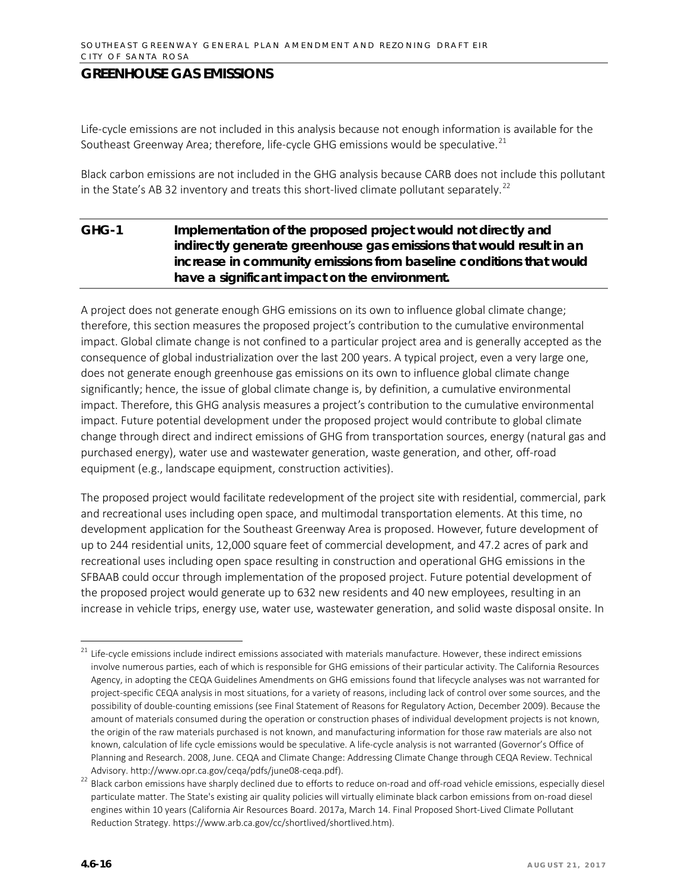Life-cycle emissions are not included in this analysis because not enough information is available for the Southeast Greenway Area; therefore, life-cycle GHG emissions would be speculative.[21]

Black carbon emissions are not included in the GHG analysis because CARB does not include this pollutant in the State's AB 32 inventory and treats this short-lived climate pollutant separately.[22]

**GHG-1 Implementation of the proposed project would not directly and indirectly generate greenhouse gas emissions that would result in an increase in community emissions from baseline conditions that would have a significant impact on the environment.**

A project does not generate enough GHG emissions on its own to influence global climate change; therefore, this section measures the proposed project's contribution to the cumulative environmental impact. Global climate change is not confined to a particular project area and is generally accepted as the consequence of global industrialization over the last 200 years. A typical project, even a very large one, does not generate enough greenhouse gas emissions on its own to influence global climate change significantly; hence, the issue of global climate change is, by definition, a cumulative environmental impact. Therefore, this GHG analysis measures a project's contribution to the cumulative environmental impact. Future potential development under the proposed project would contribute to global climate change through direct and indirect emissions of GHG from transportation sources, energy (natural gas and purchased energy), water use and wastewater generation, waste generation, and other, off-road equipment (e.g., landscape equipment, construction activities).

The proposed project would facilitate redevelopment of the project site with residential, commercial, park and recreational uses including open space, and multimodal transportation elements. At this time, no development application for the Southeast Greenway Area is proposed. However, future development of up to 244 residential units, 12,000 square feet of commercial development, and 47.2 acres of park and recreational uses including open space resulting in construction and operational GHG emissions in the SFBAAB could occur through implementation of the proposed project. Future potential development of the proposed project would generate up to 632 new residents and 40 new employees, resulting in an increase in vehicle trips, energy use, water use, wastewater generation, and solid waste disposal onsite. In

---

[21] Life-cycle emissions include indirect emissions associated with materials manufacture. However, these indirect emissions involve numerous parties, each of which is responsible for GHG emissions of their particular activity. The California Resources Agency, in adopting the CEQA Guidelines Amendments on GHG emissions found that lifecycle analyses was not warranted for project-specific CEQA analysis in most situations, for a variety of reasons, including lack of control over some sources, and the possibility of double-counting emissions (see Final Statement of Reasons for Regulatory Action, December 2009). Because the amount of materials consumed during the operation or construction phases of individual development projects is not known, the origin of the raw materials purchased is not known, and manufacturing information for those raw materials are also not known, calculation of life cycle emissions would be speculative. A life-cycle analysis is not warranted (Governor's Office of Planning and Research. 2008, June. CEQA and Climate Change: Addressing Climate Change through CEQA Review. Technical Advisory. http://www.opr.ca.gov/ceqa/pdfs/june08-ceqa.pdf).

[22] Black carbon emissions have sharply declined due to efforts to reduce on-road and off-road vehicle emissions, especially diesel particulate matter. The State's existing air quality policies will virtually eliminate black carbon emissions from on-road diesel engines within 10 years (California Air Resources Board. 2017a, March 14. Final Proposed Short-Lived Climate Pollutant Reduction Strategy. https://www.arb.ca.gov/cc/shortlived/shortlived.htm).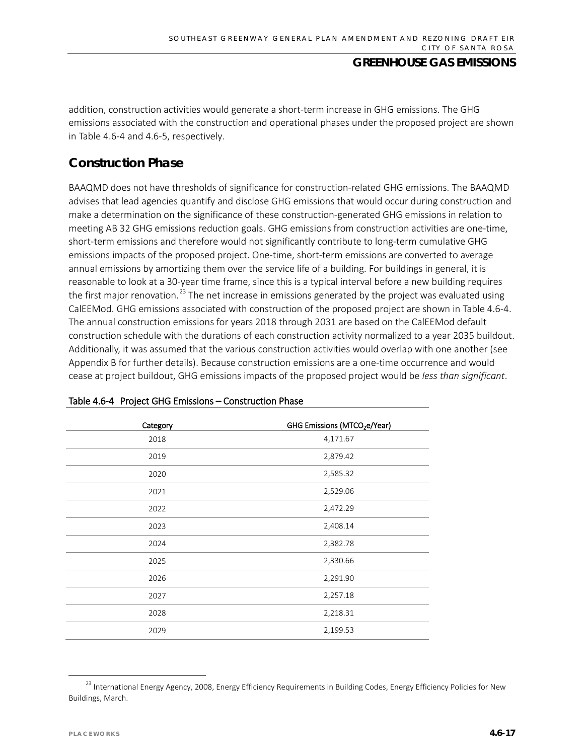addition, construction activities would generate a short-term increase in GHG emissions. The GHG emissions associated with the construction and operational phases under the proposed project are shown in Table 4.6-4 and 4.6-5, respectively.

## Construction Phase

BAAQMD does not have thresholds of significance for construction-related GHG emissions. The BAAQMD advises that lead agencies quantify and disclose GHG emissions that would occur during construction and make a determination on the significance of these construction-generated GHG emissions in relation to meeting AB 32 GHG emissions reduction goals. GHG emissions from construction activities are one-time, short-term emissions and therefore would not significantly contribute to long-term cumulative GHG emissions impacts of the proposed project. One-time, short-term emissions are converted to average annual emissions by amortizing them over the service life of a building. For buildings in general, it is reasonable to look at a 30-year time frame, since this is a typical interval before a new building requires the first major renovation.[23] The net increase in emissions generated by the project was evaluated using CalEEMod. GHG emissions associated with construction of the proposed project are shown in Table 4.6-4. The annual construction emissions for years 2018 through 2031 are based on the CalEEMod default construction schedule with the durations of each construction activity normalized to a year 2035 buildout. Additionally, it was assumed that the various construction activities would overlap with one another (see Appendix B for further details). Because construction emissions are a one-time occurrence and would cease at project buildout, GHG emissions impacts of the proposed project would be *less than significant*.

Table 4.6-4 Project GHG Emissions – Construction Phase

| Category | GHG Emissions (MTCO$_2$e/Year) |
|---|---|
| 2018 | 4,171.67 |
| 2019 | 2,879.42 |
| 2020 | 2,585.32 |
| 2021 | 2,529.06 |
| 2022 | 2,472.29 |
| 2023 | 2,408.14 |
| 2024 | 2,382.78 |
| 2025 | 2,330.66 |
| 2026 | 2,291.90 |
| 2027 | 2,257.18 |
| 2028 | 2,218.31 |
| 2029 | 2,199.53 |

[23] International Energy Agency, 2008, Energy Efficiency Requirements in Building Codes, Energy Efficiency Policies for New Buildings, March.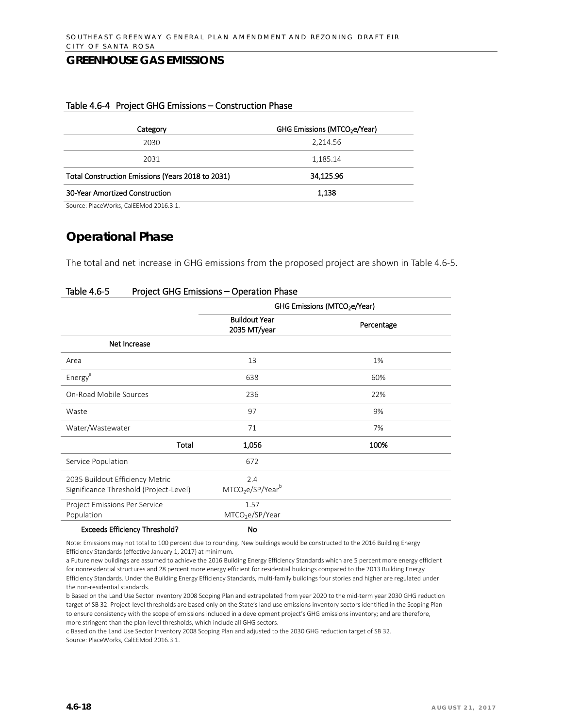## Table 4.6-4 Project GHG Emissions – Construction Phase

| Category | GHG Emissions ($MTCO_2e$/Year) |
|---|---|
| 2030 | 2,214.56 |
| 2031 | 1,185.14 |
| **Total Construction Emissions (Years 2018 to 2031)** | **34,125.96** |
| **30-Year Amortized Construction** | **1,138** |

Source: PlaceWorks, CalEEMod 2016.3.1.

## Operational Phase

The total and net increase in GHG emissions from the proposed project are shown in Table 4.6-5.

## Table 4.6-5 Project GHG Emissions – Operation Phase

| | GHG Emissions ($MTCO_2e$/Year) | |
|---|---|---|
| | Buildout Year 2035 MT/year | Percentage |
| **Net Increase** | | |
| Area | 13 | 1% |
| Energy[a] | 638 | 60% |
| On-Road Mobile Sources | 236 | 22% |
| Waste | 97 | 9% |
| Water/Wastewater | 71 | 7% |
| **Total** | **1,056** | **100%** |
| Service Population | 672 | |
| 2035 Buildout Efficiency Metric Significance Threshold (Project-Level) | 2.4 $MTCO_2e$/SP/Year[b] | |
| Project Emissions Per Service Population | 1.57 $MTCO_2e$/SP/Year | |
| **Exceeds Efficiency Threshold?** | **No** | |

Note: Emissions may not total to 100 percent due to rounding. New buildings would be constructed to the 2016 Building Energy Efficiency Standards (effective January 1, 2017) at minimum.

a Future new buildings are assumed to achieve the 2016 Building Energy Efficiency Standards which are 5 percent more energy efficient for nonresidential structures and 28 percent more energy efficient for residential buildings compared to the 2013 Building Energy Efficiency Standards. Under the Building Energy Efficiency Standards, multi-family buildings four stories and higher are regulated under the non-residential standards.

b Based on the Land Use Sector Inventory 2008 Scoping Plan and extrapolated from year 2020 to the mid-term year 2030 GHG reduction target of SB 32. Project-level thresholds are based only on the State's land use emissions inventory sectors identified in the Scoping Plan to ensure consistency with the scope of emissions included in a development project's GHG emissions inventory; and are therefore, more stringent than the plan-level thresholds, which include all GHG sectors.

c Based on the Land Use Sector Inventory 2008 Scoping Plan and adjusted to the 2030 GHG reduction target of SB 32.

Source: PlaceWorks, CalEEMod 2016.3.1.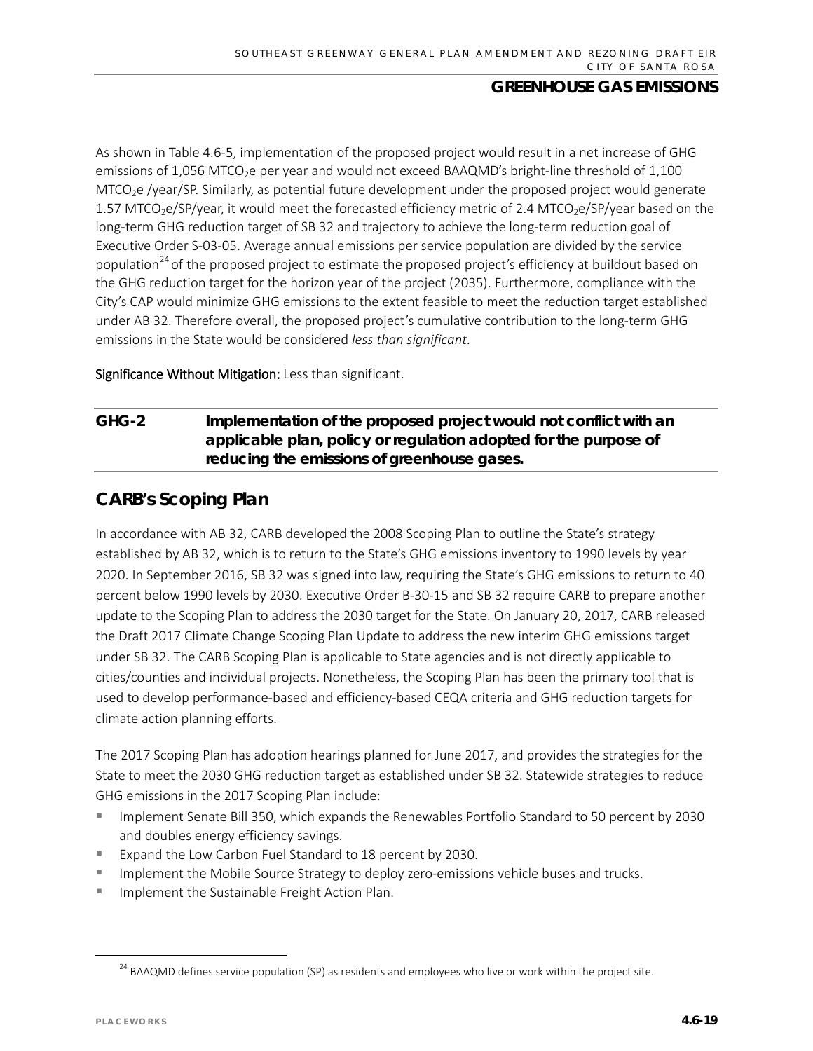As shown in Table 4.6-5, implementation of the proposed project would result in a net increase of GHG emissions of 1,056 $MTCO_2e$ per year and would not exceed BAAQMD's bright-line threshold of 1,100 $MTCO_2e$ /year/SP. Similarly, as potential future development under the proposed project would generate 1.57 $MTCO_2e$/SP/year, it would meet the forecasted efficiency metric of 2.4 $MTCO_2e$/SP/year based on the long-term GHG reduction target of SB 32 and trajectory to achieve the long-term reduction goal of Executive Order S-03-05. Average annual emissions per service population are divided by the service population[24] of the proposed project to estimate the proposed project's efficiency at buildout based on the GHG reduction target for the horizon year of the project (2035). Furthermore, compliance with the City's CAP would minimize GHG emissions to the extent feasible to meet the reduction target established under AB 32. Therefore overall, the proposed project's cumulative contribution to the long-term GHG emissions in the State would be considered *less than significant*.

**Significance Without Mitigation:** Less than significant.

| GHG-2 | Implementation of the proposed project would not conflict with an applicable plan, policy or regulation adopted for the purpose of reducing the emissions of greenhouse gases. |
|---|---|

## CARB's Scoping Plan

In accordance with AB 32, CARB developed the 2008 Scoping Plan to outline the State's strategy established by AB 32, which is to return to the State's GHG emissions inventory to 1990 levels by year 2020. In September 2016, SB 32 was signed into law, requiring the State's GHG emissions to return to 40 percent below 1990 levels by 2030. Executive Order B-30-15 and SB 32 require CARB to prepare another update to the Scoping Plan to address the 2030 target for the State. On January 20, 2017, CARB released the Draft 2017 Climate Change Scoping Plan Update to address the new interim GHG emissions target under SB 32. The CARB Scoping Plan is applicable to State agencies and is not directly applicable to cities/counties and individual projects. Nonetheless, the Scoping Plan has been the primary tool that is used to develop performance-based and efficiency-based CEQA criteria and GHG reduction targets for climate action planning efforts.

The 2017 Scoping Plan has adoption hearings planned for June 2017, and provides the strategies for the State to meet the 2030 GHG reduction target as established under SB 32. Statewide strategies to reduce GHG emissions in the 2017 Scoping Plan include:

- Implement Senate Bill 350, which expands the Renewables Portfolio Standard to 50 percent by 2030 and doubles energy efficiency savings.
- Expand the Low Carbon Fuel Standard to 18 percent by 2030.
- Implement the Mobile Source Strategy to deploy zero-emissions vehicle buses and trucks.
- Implement the Sustainable Freight Action Plan.

[24] BAAQMD defines service population (SP) as residents and employees who live or work within the project site.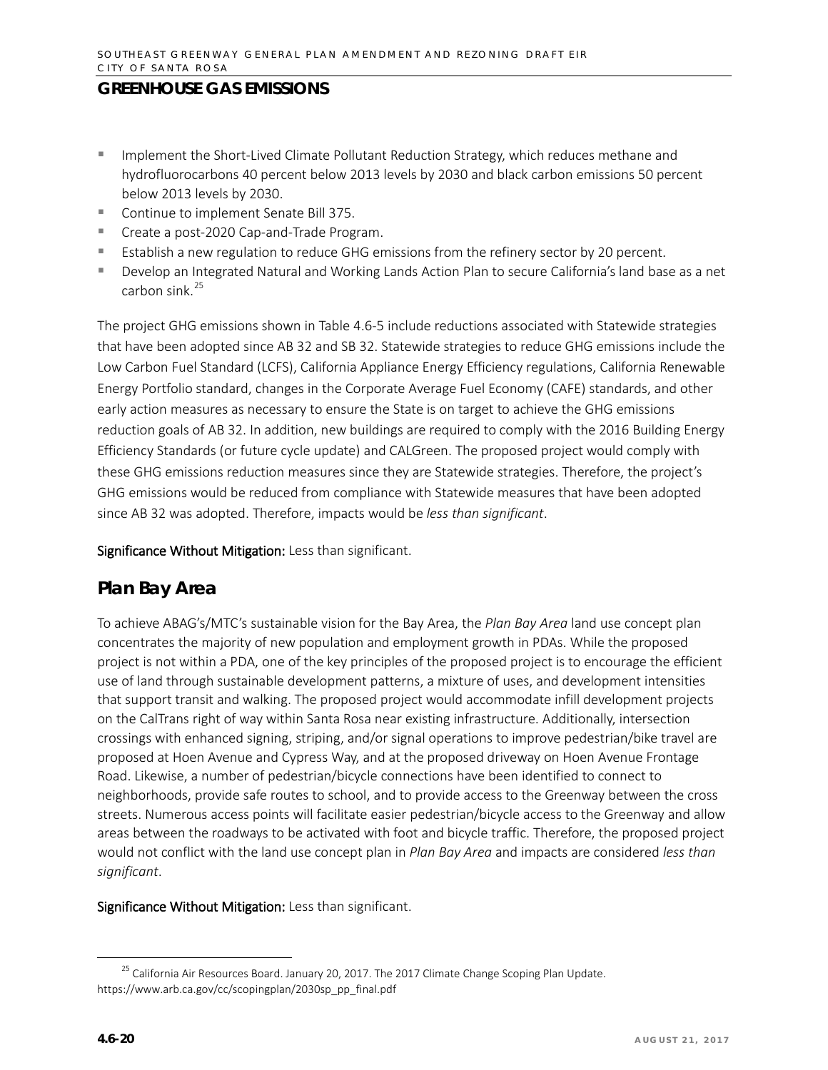- Implement the Short-Lived Climate Pollutant Reduction Strategy, which reduces methane and hydrofluorocarbons 40 percent below 2013 levels by 2030 and black carbon emissions 50 percent below 2013 levels by 2030.
- Continue to implement Senate Bill 375.
- Create a post-2020 Cap-and-Trade Program.
- Establish a new regulation to reduce GHG emissions from the refinery sector by 20 percent.
- Develop an Integrated Natural and Working Lands Action Plan to secure California's land base as a net carbon sink.[25]

The project GHG emissions shown in Table 4.6-5 include reductions associated with Statewide strategies that have been adopted since AB 32 and SB 32. Statewide strategies to reduce GHG emissions include the Low Carbon Fuel Standard (LCFS), California Appliance Energy Efficiency regulations, California Renewable Energy Portfolio standard, changes in the Corporate Average Fuel Economy (CAFE) standards, and other early action measures as necessary to ensure the State is on target to achieve the GHG emissions reduction goals of AB 32. In addition, new buildings are required to comply with the 2016 Building Energy Efficiency Standards (or future cycle update) and CALGreen. The proposed project would comply with these GHG emissions reduction measures since they are Statewide strategies. Therefore, the project's GHG emissions would be reduced from compliance with Statewide measures that have been adopted since AB 32 was adopted. Therefore, impacts would be *less than significant*.

**Significance Without Mitigation:** Less than significant.

## Plan Bay Area

To achieve ABAG's/MTC's sustainable vision for the Bay Area, the *Plan Bay Area* land use concept plan concentrates the majority of new population and employment growth in PDAs. While the proposed project is not within a PDA, one of the key principles of the proposed project is to encourage the efficient use of land through sustainable development patterns, a mixture of uses, and development intensities that support transit and walking. The proposed project would accommodate infill development projects on the CalTrans right of way within Santa Rosa near existing infrastructure. Additionally, intersection crossings with enhanced signing, striping, and/or signal operations to improve pedestrian/bike travel are proposed at Hoen Avenue and Cypress Way, and at the proposed driveway on Hoen Avenue Frontage Road. Likewise, a number of pedestrian/bicycle connections have been identified to connect to neighborhoods, provide safe routes to school, and to provide access to the Greenway between the cross streets. Numerous access points will facilitate easier pedestrian/bicycle access to the Greenway and allow areas between the roadways to be activated with foot and bicycle traffic. Therefore, the proposed project would not conflict with the land use concept plan in *Plan Bay Area* and impacts are considered *less than significant*.

**Significance Without Mitigation:** Less than significant.

[25] California Air Resources Board. January 20, 2017. The 2017 Climate Change Scoping Plan Update. https://www.arb.ca.gov/cc/scopingplan/2030sp_pp_final.pdf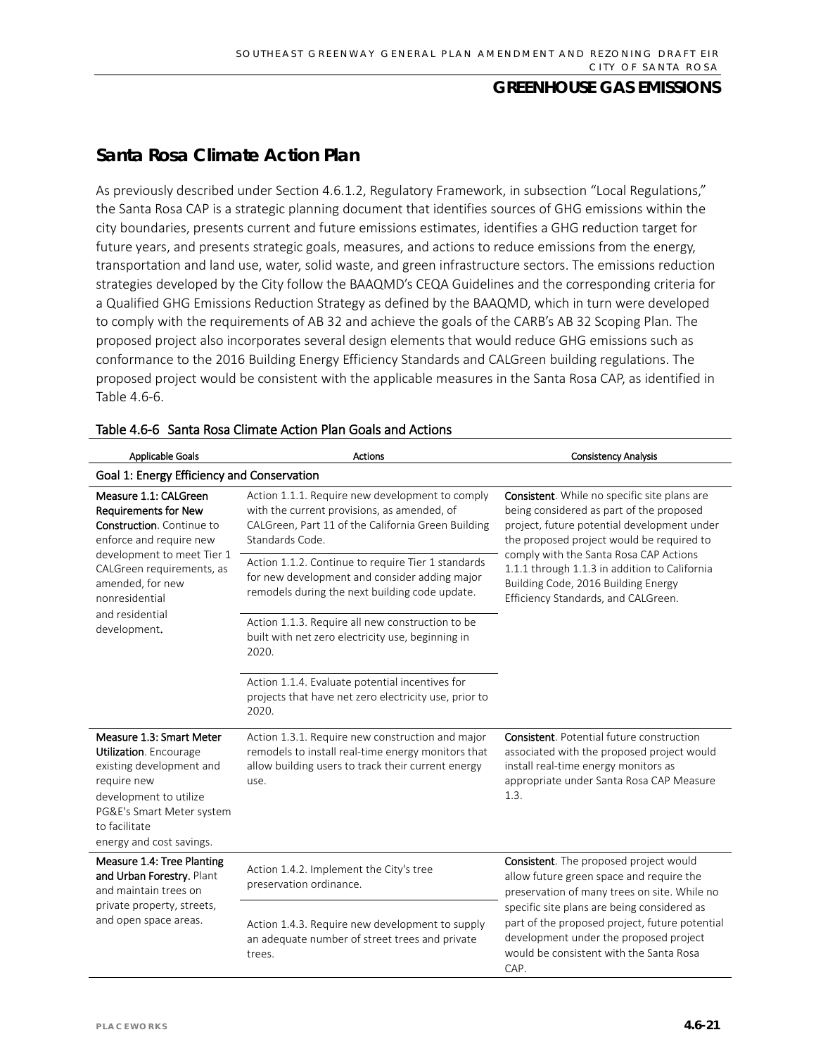## Santa Rosa Climate Action Plan

As previously described under Section 4.6.1.2, Regulatory Framework, in subsection "Local Regulations," the Santa Rosa CAP is a strategic planning document that identifies sources of GHG emissions within the city boundaries, presents current and future emissions estimates, identifies a GHG reduction target for future years, and presents strategic goals, measures, and actions to reduce emissions from the energy, transportation and land use, water, solid waste, and green infrastructure sectors. The emissions reduction strategies developed by the City follow the BAAQMD's CEQA Guidelines and the corresponding criteria for a Qualified GHG Emissions Reduction Strategy as defined by the BAAQMD, which in turn were developed to comply with the requirements of AB 32 and achieve the goals of the CARB's AB 32 Scoping Plan. The proposed project also incorporates several design elements that would reduce GHG emissions such as conformance to the 2016 Building Energy Efficiency Standards and CALGreen building regulations. The proposed project would be consistent with the applicable measures in the Santa Rosa CAP, as identified in Table 4.6-6.

**Table 4.6-6 Santa Rosa Climate Action Plan Goals and Actions**

| Applicable Goals | Actions | Consistency Analysis |
|---|---|---|
| **Goal 1: Energy Efficiency and Conservation** | | |
| **Measure 1.1: CALGreen Requirements for New Construction**. Continue to enforce and require new development to meet Tier 1 CALGreen requirements, as amended, for new nonresidential and residential development. | Action 1.1.1. Require new development to comply with the current provisions, as amended, of CALGreen, Part 11 of the California Green Building Standards Code. | **Consistent**. While no specific site plans are being considered as part of the proposed project, future potential development under the proposed project would be required to comply with the Santa Rosa CAP Actions 1.1.1 through 1.1.3 in addition to California Building Code, 2016 Building Energy Efficiency Standards, and CALGreen. |
| | Action 1.1.2. Continue to require Tier 1 standards for new development and consider adding major remodels during the next building code update. | |
| | Action 1.1.3. Require all new construction to be built with net zero electricity use, beginning in 2020. | |
| | Action 1.1.4. Evaluate potential incentives for projects that have net zero electricity use, prior to 2020. | |
| **Measure 1.3: Smart Meter Utilization**. Encourage existing development and require new development to utilize PG&E's Smart Meter system to facilitate energy and cost savings. | Action 1.3.1. Require new construction and major remodels to install real-time energy monitors that allow building users to track their current energy use. | **Consistent**. Potential future construction associated with the proposed project would install real-time energy monitors as appropriate under Santa Rosa CAP Measure 1.3. |
| **Measure 1.4: Tree Planting and Urban Forestry.** Plant and maintain trees on private property, streets, and open space areas. | Action 1.4.2. Implement the City's tree preservation ordinance. | **Consistent**. The proposed project would allow future green space and require the preservation of many trees on site. While no specific site plans are being considered as part of the proposed project, future potential development under the proposed project would be consistent with the Santa Rosa CAP. |
| | Action 1.4.3. Require new development to supply an adequate number of street trees and private trees. | |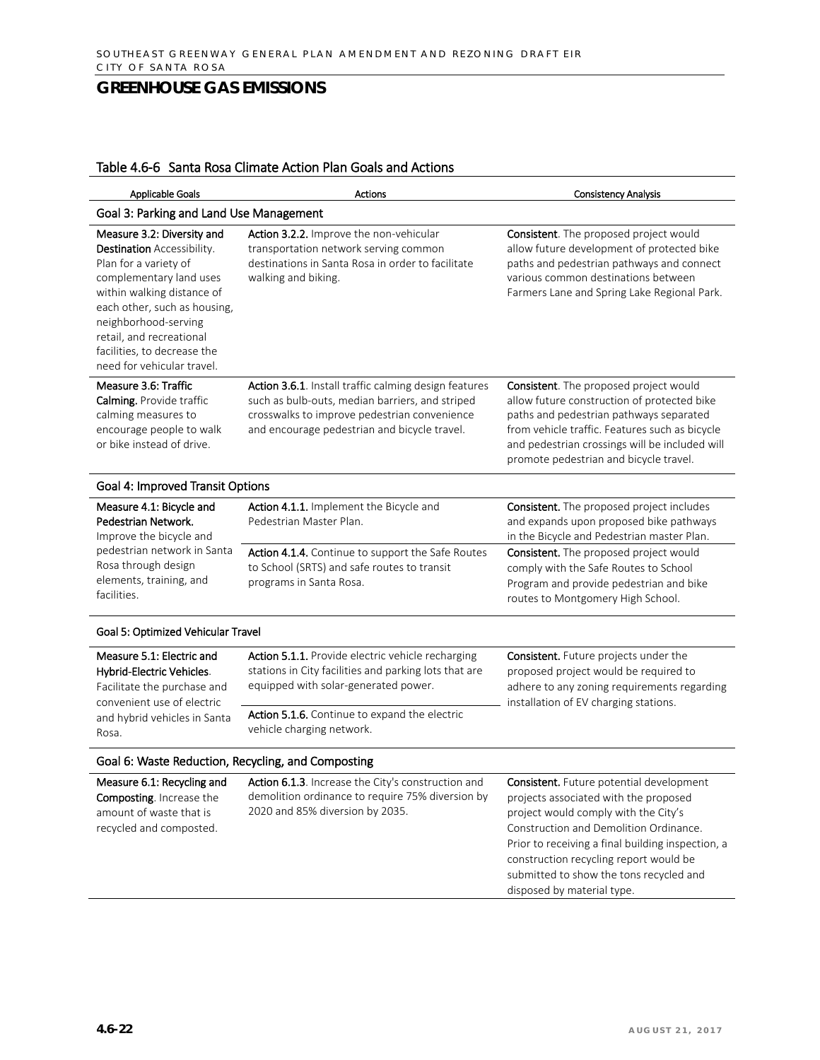## GREENHOUSE GAS EMISSIONS

### Table 4.6-6 Santa Rosa Climate Action Plan Goals and Actions

| Applicable Goals | Actions | Consistency Analysis |
|---|---|---|
| **Goal 3: Parking and Land Use Management** | | |
| **Measure 3.2: Diversity and Destination** Accessibility. Plan for a variety of complementary land uses within walking distance of each other, such as housing, neighborhood-serving retail, and recreational facilities, to decrease the need for vehicular travel. | **Action 3.2.2.** Improve the non-vehicular transportation network serving common destinations in Santa Rosa in order to facilitate walking and biking. | **Consistent**. The proposed project would allow future development of protected bike paths and pedestrian pathways and connect various common destinations between Farmers Lane and Spring Lake Regional Park. |
| **Measure 3.6: Traffic Calming.** Provide traffic calming measures to encourage people to walk or bike instead of drive. | **Action 3.6.1**. Install traffic calming design features such as bulb-outs, median barriers, and striped crosswalks to improve pedestrian convenience and encourage pedestrian and bicycle travel. | **Consistent**. The proposed project would allow future construction of protected bike paths and pedestrian pathways separated from vehicle traffic. Features such as bicycle and pedestrian crossings will be included will promote pedestrian and bicycle travel. |
| **Goal 4: Improved Transit Options** | | |
| **Measure 4.1: Bicycle and Pedestrian Network.** Improve the bicycle and pedestrian network in Santa Rosa through design elements, training, and facilities. | **Action 4.1.1.** Implement the Bicycle and Pedestrian Master Plan. | **Consistent.** The proposed project includes and expands upon proposed bike pathways in the Bicycle and Pedestrian master Plan. |
| | **Action 4.1.4.** Continue to support the Safe Routes to School (SRTS) and safe routes to transit programs in Santa Rosa. | **Consistent.** The proposed project would comply with the Safe Routes to School Program and provide pedestrian and bike routes to Montgomery High School. |
| **Goal 5: Optimized Vehicular Travel** | | |
| **Measure 5.1: Electric and Hybrid-Electric Vehicles**. Facilitate the purchase and convenient use of electric and hybrid vehicles in Santa Rosa. | **Action 5.1.1.** Provide electric vehicle recharging stations in City facilities and parking lots that are equipped with solar-generated power. | **Consistent.** Future projects under the proposed project would be required to adhere to any zoning requirements regarding installation of EV charging stations. |
| | **Action 5.1.6.** Continue to expand the electric vehicle charging network. | |
| **Goal 6: Waste Reduction, Recycling, and Composting** | | |
| **Measure 6.1: Recycling and Composting**. Increase the amount of waste that is recycled and composted. | **Action 6.1.3**. Increase the City's construction and demolition ordinance to require 75% diversion by 2020 and 85% diversion by 2035. | **Consistent.** Future potential development projects associated with the proposed project would comply with the City's Construction and Demolition Ordinance. Prior to receiving a final building inspection, a construction recycling report would be submitted to show the tons recycled and disposed by material type. |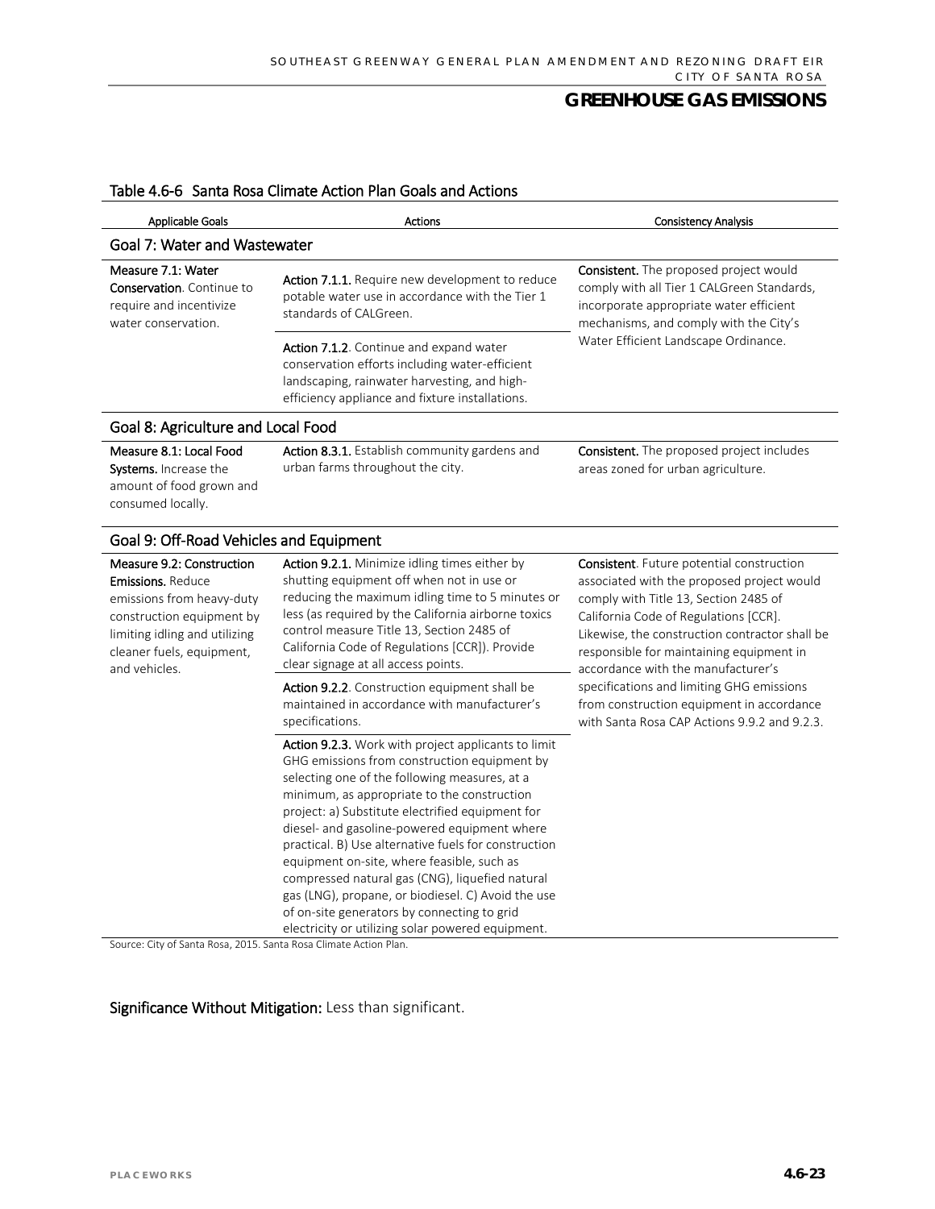Table 4.6-6 Santa Rosa Climate Action Plan Goals and Actions

| Applicable Goals | Actions | Consistency Analysis |
|---|---|---|
| **Goal 7: Water and Wastewater** | | |
| **Measure 7.1: Water Conservation**. Continue to require and incentivize water conservation. | **Action 7.1.1.** Require new development to reduce potable water use in accordance with the Tier 1 standards of CALGreen. | **Consistent.** The proposed project would comply with all Tier 1 CALGreen Standards, incorporate appropriate water efficient mechanisms, and comply with the City's Water Efficient Landscape Ordinance. |
| | **Action 7.1.2**. Continue and expand water conservation efforts including water-efficient landscaping, rainwater harvesting, and high-efficiency appliance and fixture installations. | |
| **Goal 8: Agriculture and Local Food** | | |
| **Measure 8.1: Local Food Systems.** Increase the amount of food grown and consumed locally. | **Action 8.3.1.** Establish community gardens and urban farms throughout the city. | **Consistent.** The proposed project includes areas zoned for urban agriculture. |
| **Goal 9: Off-Road Vehicles and Equipment** | | |
| **Measure 9.2: Construction Emissions.** Reduce emissions from heavy-duty construction equipment by limiting idling and utilizing cleaner fuels, equipment, and vehicles. | **Action 9.2.1.** Minimize idling times either by shutting equipment off when not in use or reducing the maximum idling time to 5 minutes or less (as required by the California airborne toxics control measure Title 13, Section 2485 of California Code of Regulations [CCR]). Provide clear signage at all access points. | **Consistent**. Future potential construction associated with the proposed project would comply with Title 13, Section 2485 of California Code of Regulations [CCR]. Likewise, the construction contractor shall be responsible for maintaining equipment in accordance with the manufacturer's specifications and limiting GHG emissions from construction equipment in accordance with Santa Rosa CAP Actions 9.9.2 and 9.2.3. |
| | **Action 9.2.2**. Construction equipment shall be maintained in accordance with manufacturer's specifications. | |
| | **Action 9.2.3.** Work with project applicants to limit GHG emissions from construction equipment by selecting one of the following measures, at a minimum, as appropriate to the construction project: a) Substitute electrified equipment for diesel- and gasoline-powered equipment where practical. B) Use alternative fuels for construction equipment on-site, where feasible, such as compressed natural gas (CNG), liquefied natural gas (LNG), propane, or biodiesel. C) Avoid the use of on-site generators by connecting to grid electricity or utilizing solar powered equipment. | |

Source: City of Santa Rosa, 2015. Santa Rosa Climate Action Plan.

**Significance Without Mitigation:** Less than significant.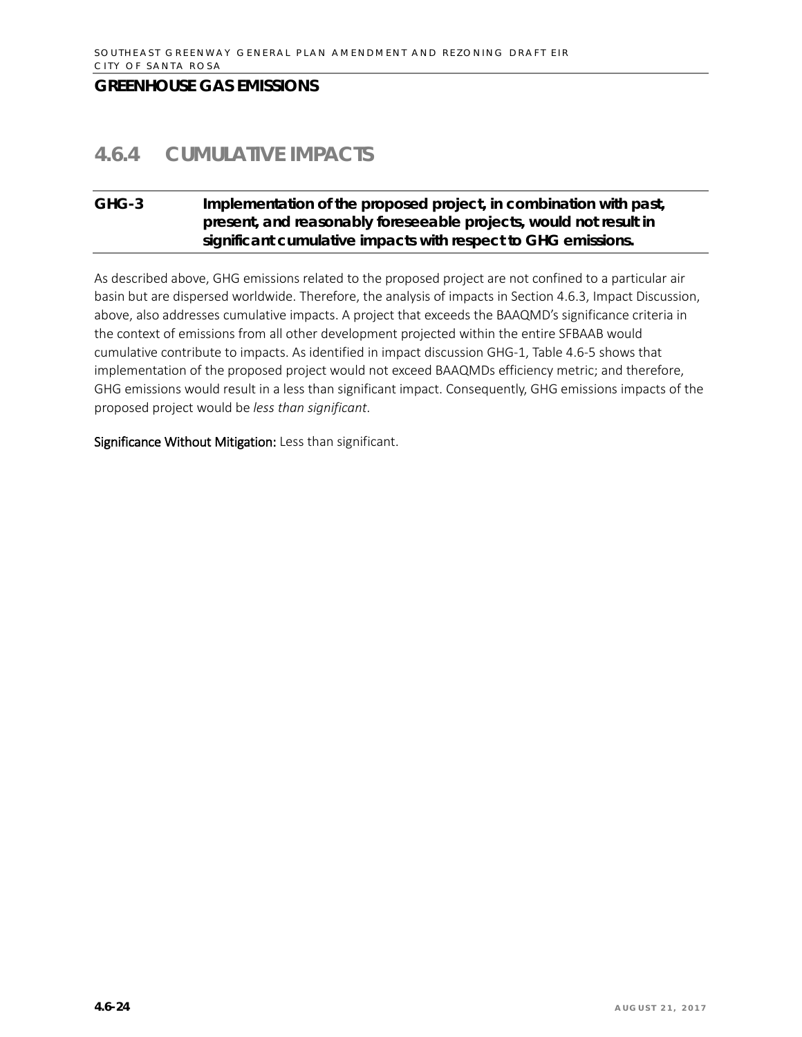## GREENHOUSE GAS EMISSIONS

# 4.6.4 CUMULATIVE IMPACTS

**GHG-3 Implementation of the proposed project, in combination with past, present, and reasonably foreseeable projects, would not result in significant cumulative impacts with respect to GHG emissions.**

As described above, GHG emissions related to the proposed project are not confined to a particular air basin but are dispersed worldwide. Therefore, the analysis of impacts in Section 4.6.3, Impact Discussion, above, also addresses cumulative impacts. A project that exceeds the BAAQMD's significance criteria in the context of emissions from all other development projected within the entire SFBAAB would cumulative contribute to impacts. As identified in impact discussion GHG-1, Table 4.6-5 shows that implementation of the proposed project would not exceed BAAQMDs efficiency metric; and therefore, GHG emissions would result in a less than significant impact. Consequently, GHG emissions impacts of the proposed project would be *less than significant*.

**Significance Without Mitigation:** Less than significant.